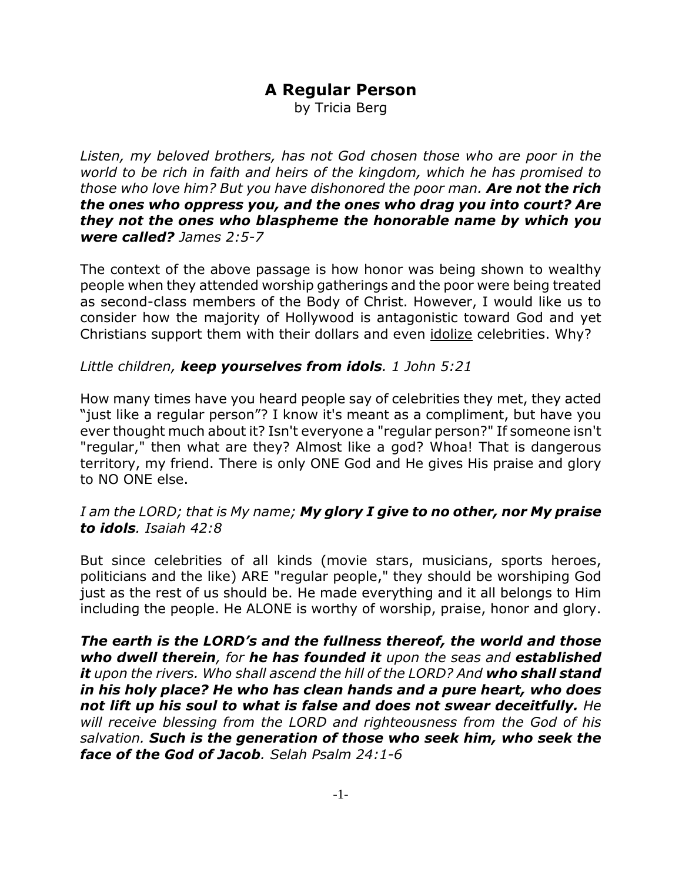# A Regular Person

by Tricia Berg

*Listen, my beloved brothers, has not God chosen those who are poor in the world to be rich in faith and heirs of the kingdom, which he has promised to those who love him? But you have dishonored the poor man.* ***Are not the rich the ones who oppress you, and the ones who drag you into court? Are they not the ones who blaspheme the honorable name by which you were called?*** *James 2:5-7*

The context of the above passage is how honor was being shown to wealthy people when they attended worship gatherings and the poor were being treated as second-class members of the Body of Christ. However, I would like us to consider how the majority of Hollywood is antagonistic toward God and yet Christians support them with their dollars and even <u>idolize</u> celebrities. Why?

*Little children,* ***keep yourselves from idols****. 1 John 5:21*

How many times have you heard people say of celebrities they met, they acted "just like a regular person"? I know it's meant as a compliment, but have you ever thought much about it? Isn't everyone a "regular person?" If someone isn't "regular," then what are they? Almost like a god? Whoa! That is dangerous territory, my friend. There is only ONE God and He gives His praise and glory to NO ONE else.

*I am the LORD; that is My name;* ***My glory I give to no other, nor My praise to idols****. Isaiah 42:8*

But since celebrities of all kinds (movie stars, musicians, sports heroes, politicians and the like) ARE "regular people," they should be worshiping God just as the rest of us should be. He made everything and it all belongs to Him including the people. He ALONE is worthy of worship, praise, honor and glory.

***The earth is the LORD's and the fullness thereof, the world and those who dwell therein****, for* ***he has founded it*** *upon the seas and* ***established it*** *upon the rivers. Who shall ascend the hill of the LORD? And* ***who shall stand in his holy place? He who has clean hands and a pure heart, who does not lift up his soul to what is false and does not swear deceitfully.*** *He will receive blessing from the LORD and righteousness from the God of his salvation.* ***Such is the generation of those who seek him, who seek the face of the God of Jacob****. Selah Psalm 24:1-6*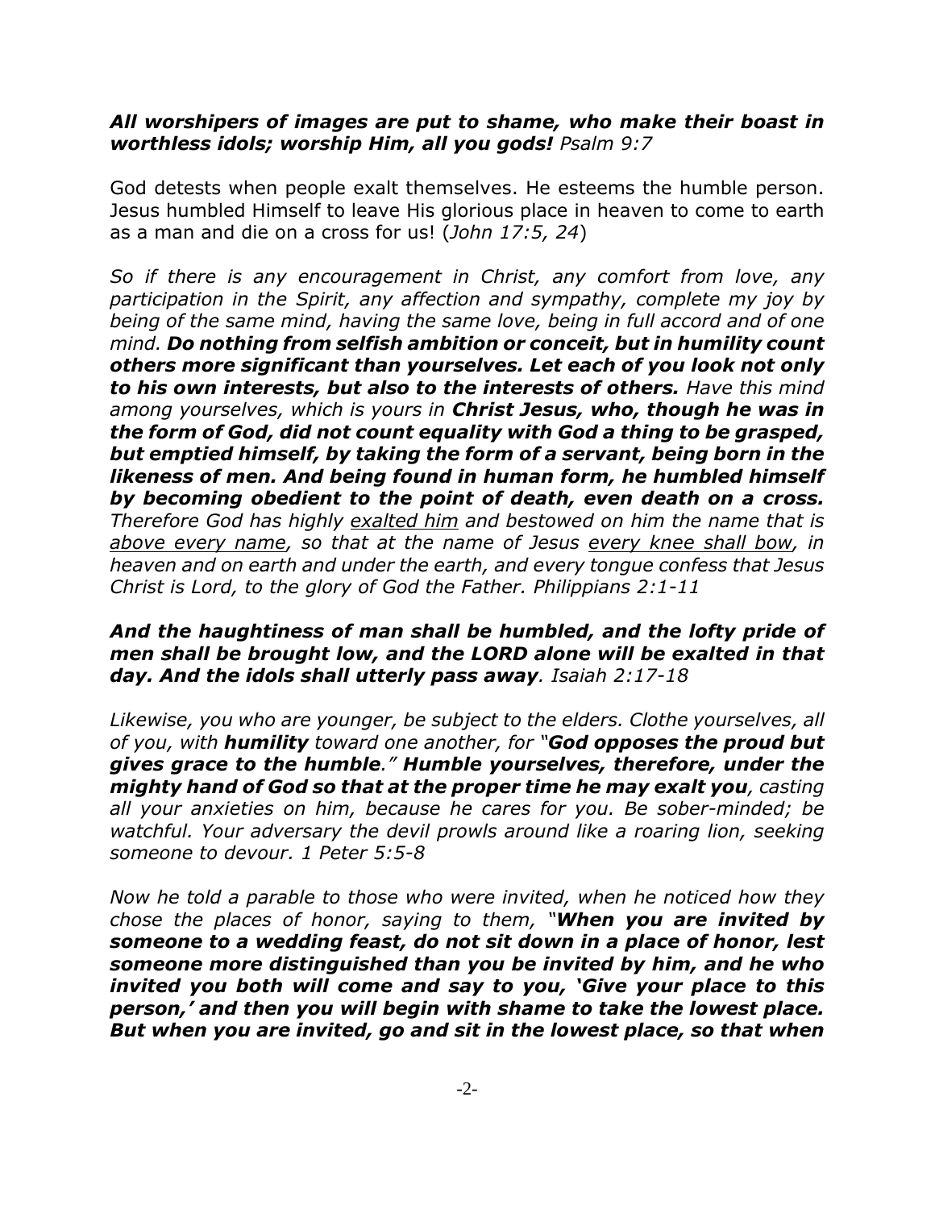***All worshipers of images are put to shame, who make their boast in worthless idols; worship Him, all you gods!*** *Psalm 9:7*

God detests when people exalt themselves. He esteems the humble person. Jesus humbled Himself to leave His glorious place in heaven to come to earth as a man and die on a cross for us! (*John 17:5, 24*)

*So if there is any encouragement in Christ, any comfort from love, any participation in the Spirit, any affection and sympathy, complete my joy by being of the same mind, having the same love, being in full accord and of one mind.* ***Do nothing from selfish ambition or conceit, but in humility count others more significant than yourselves. Let each of you look not only to his own interests, but also to the interests of others.*** *Have this mind among yourselves, which is yours in* ***Christ Jesus, who, though he was in the form of God, did not count equality with God a thing to be grasped, but emptied himself, by taking the form of a servant, being born in the likeness of men. And being found in human form, he humbled himself by becoming obedient to the point of death, even death on a cross.*** *Therefore God has highly <u>exalted him</u> and bestowed on him the name that is <u>above every name</u>, so that at the name of Jesus <u>every knee shall bow</u>, in heaven and on earth and under the earth, and every tongue confess that Jesus Christ is Lord, to the glory of God the Father. Philippians 2:1-11*

***And the haughtiness of man shall be humbled, and the lofty pride of men shall be brought low, and the LORD alone will be exalted in that day. And the idols shall utterly pass away****. Isaiah 2:17-18*

*Likewise, you who are younger, be subject to the elders. Clothe yourselves, all of you, with* ***humility*** *toward one another, for "****God opposes the proud but gives grace to the humble****."* ***Humble yourselves, therefore, under the mighty hand of God so that at the proper time he may exalt you****, casting all your anxieties on him, because he cares for you. Be sober-minded; be watchful. Your adversary the devil prowls around like a roaring lion, seeking someone to devour. 1 Peter 5:5-8*

*Now he told a parable to those who were invited, when he noticed how they chose the places of honor, saying to them, "****When you are invited by someone to a wedding feast, do not sit down in a place of honor, lest someone more distinguished than you be invited by him, and he who invited you both will come and say to you, 'Give your place to this person,' and then you will begin with shame to take the lowest place. But when you are invited, go and sit in the lowest place, so that when***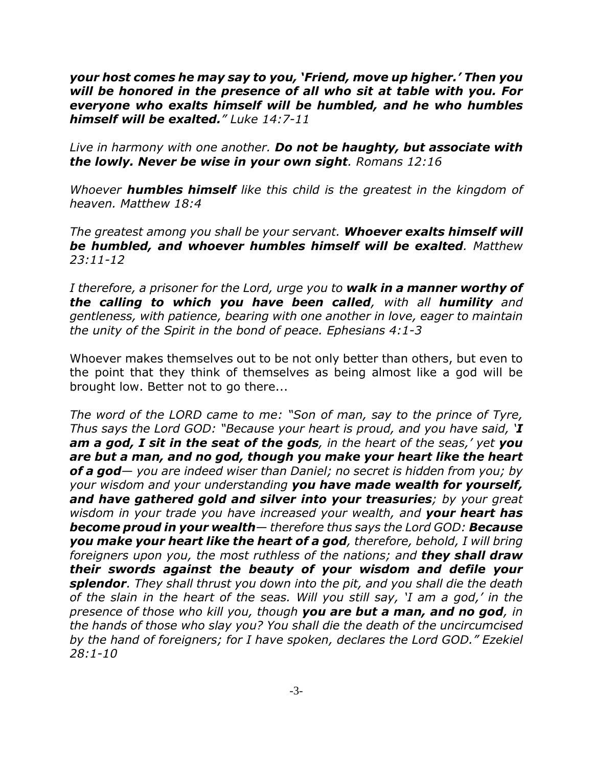***your host comes he may say to you, 'Friend, move up higher.' Then you will be honored in the presence of all who sit at table with you. For everyone who exalts himself will be humbled, and he who humbles himself will be exalted.*** *" Luke 14:7-11*

*Live in harmony with one another.* ***Do not be haughty, but associate with the lowly. Never be wise in your own sight****. Romans 12:16*

*Whoever* ***humbles himself*** *like this child is the greatest in the kingdom of heaven. Matthew 18:4*

*The greatest among you shall be your servant.* ***Whoever exalts himself will be humbled, and whoever humbles himself will be exalted****. Matthew 23:11-12*

*I therefore, a prisoner for the Lord, urge you to* ***walk in a manner worthy of the calling to which you have been called****, with all* ***humility*** *and gentleness, with patience, bearing with one another in love, eager to maintain the unity of the Spirit in the bond of peace. Ephesians 4:1-3*

Whoever makes themselves out to be not only better than others, but even to the point that they think of themselves as being almost like a god will be brought low. Better not to go there...

*The word of the LORD came to me: "Son of man, say to the prince of Tyre, Thus says the Lord GOD: "Because your heart is proud, and you have said, '****I am a god, I sit in the seat of the gods****, in the heart of the seas,' yet* ***you are but a man, and no god, though you make your heart like the heart of a god****— you are indeed wiser than Daniel; no secret is hidden from you; by your wisdom and your understanding* ***you have made wealth for yourself, and have gathered gold and silver into your treasuries****; by your great wisdom in your trade you have increased your wealth, and* ***your heart has become proud in your wealth****— therefore thus says the Lord GOD:* ***Because you make your heart like the heart of a god****, therefore, behold, I will bring foreigners upon you, the most ruthless of the nations; and* ***they shall draw their swords against the beauty of your wisdom and defile your splendor****. They shall thrust you down into the pit, and you shall die the death of the slain in the heart of the seas. Will you still say, 'I am a god,' in the presence of those who kill you, though* ***you are but a man, and no god****, in the hands of those who slay you? You shall die the death of the uncircumcised by the hand of foreigners; for I have spoken, declares the Lord GOD." Ezekiel 28:1-10*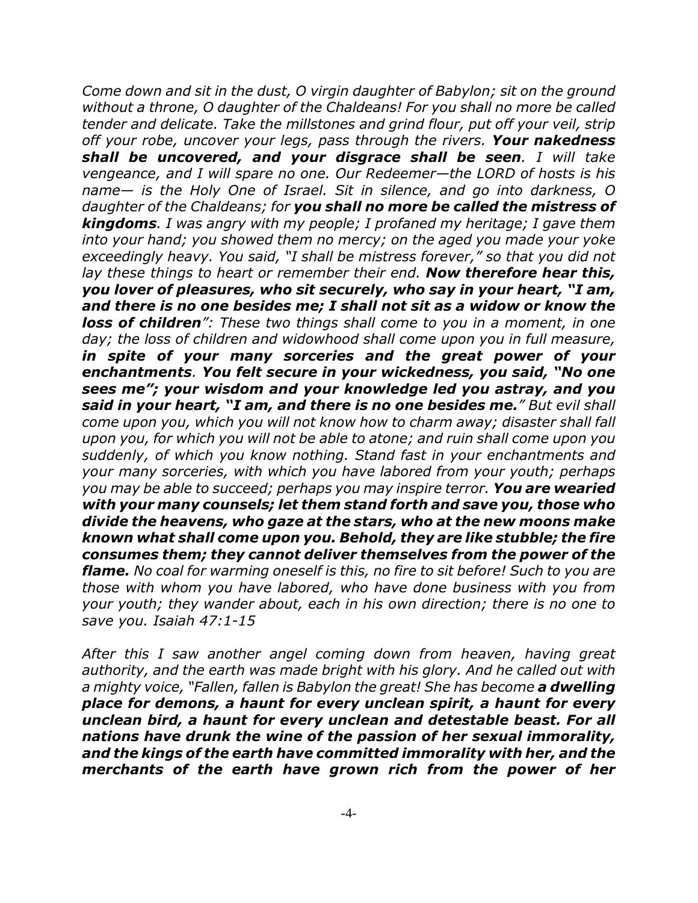*Come down and sit in the dust, O virgin daughter of Babylon; sit on the ground without a throne, O daughter of the Chaldeans! For you shall no more be called tender and delicate. Take the millstones and grind flour, put off your veil, strip off your robe, uncover your legs, pass through the rivers.* ***Your nakedness shall be uncovered, and your disgrace shall be seen****. I will take vengeance, and I will spare no one. Our Redeemer—the LORD of hosts is his name— is the Holy One of Israel. Sit in silence, and go into darkness, O daughter of the Chaldeans; for* ***you shall no more be called the mistress of kingdoms****. I was angry with my people; I profaned my heritage; I gave them into your hand; you showed them no mercy; on the aged you made your yoke exceedingly heavy. You said, "I shall be mistress forever," so that you did not lay these things to heart or remember their end.* ***Now therefore hear this, you lover of pleasures, who sit securely, who say in your heart, "I am, and there is no one besides me; I shall not sit as a widow or know the loss of children****": These two things shall come to you in a moment, in one day; the loss of children and widowhood shall come upon you in full measure,* ***in spite of your many sorceries and the great power of your enchantments****.* ***You felt secure in your wickedness, you said, "No one sees me"; your wisdom and your knowledge led you astray, and you said in your heart, "I am, and there is no one besides me.****" But evil shall come upon you, which you will not know how to charm away; disaster shall fall upon you, for which you will not be able to atone; and ruin shall come upon you suddenly, of which you know nothing. Stand fast in your enchantments and your many sorceries, with which you have labored from your youth; perhaps you may be able to succeed; perhaps you may inspire terror.* ***You are wearied with your many counsels; let them stand forth and save you, those who divide the heavens, who gaze at the stars, who at the new moons make known what shall come upon you. Behold, they are like stubble; the fire consumes them; they cannot deliver themselves from the power of the flame.*** *No coal for warming oneself is this, no fire to sit before! Such to you are those with whom you have labored, who have done business with you from your youth; they wander about, each in his own direction; there is no one to save you. Isaiah 47:1-15*

*After this I saw another angel coming down from heaven, having great authority, and the earth was made bright with his glory. And he called out with a mighty voice, "Fallen, fallen is Babylon the great! She has become* ***a dwelling place for demons, a haunt for every unclean spirit, a haunt for every unclean bird, a haunt for every unclean and detestable beast. For all nations have drunk the wine of the passion of her sexual immorality, and the kings of the earth have committed immorality with her, and the merchants of the earth have grown rich from the power of her***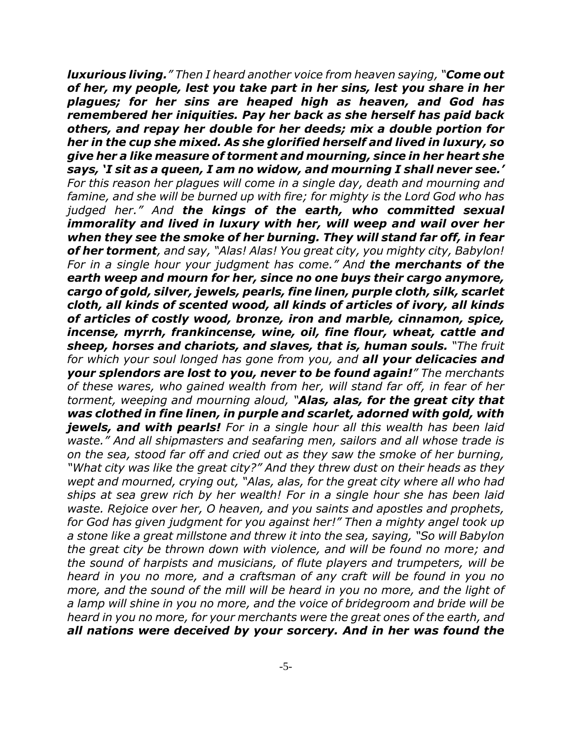*luxurious living." Then I heard another voice from heaven saying, "**Come out of her, my people, lest you take part in her sins, lest you share in her plagues; for her sins are heaped high as heaven, and God has remembered her iniquities. Pay her back as she herself has paid back others, and repay her double for her deeds; mix a double portion for her in the cup she mixed. As she glorified herself and lived in luxury, so give her a like measure of torment and mourning, since in her heart she says, 'I sit as a queen, I am no widow, and mourning I shall never see.'** For this reason her plagues will come in a single day, death and mourning and famine, and she will be burned up with fire; for mighty is the Lord God who has judged her." And **the kings of the earth, who committed sexual immorality and lived in luxury with her, will weep and wail over her when they see the smoke of her burning. They will stand far off, in fear of her torment**, and say, "Alas! Alas! You great city, you mighty city, Babylon! For in a single hour your judgment has come." And **the merchants of the earth weep and mourn for her, since no one buys their cargo anymore, cargo of gold, silver, jewels, pearls, fine linen, purple cloth, silk, scarlet cloth, all kinds of scented wood, all kinds of articles of ivory, all kinds of articles of costly wood, bronze, iron and marble, cinnamon, spice, incense, myrrh, frankincense, wine, oil, fine flour, wheat, cattle and sheep, horses and chariots, and slaves, that is, human souls.** "The fruit for which your soul longed has gone from you, and **all your delicacies and your splendors are lost to you, never to be found again!**" The merchants of these wares, who gained wealth from her, will stand far off, in fear of her torment, weeping and mourning aloud, "**Alas, alas, for the great city that was clothed in fine linen, in purple and scarlet, adorned with gold, with jewels, and with pearls!** For in a single hour all this wealth has been laid waste." And all shipmasters and seafaring men, sailors and all whose trade is on the sea, stood far off and cried out as they saw the smoke of her burning, "What city was like the great city?" And they threw dust on their heads as they wept and mourned, crying out, "Alas, alas, for the great city where all who had ships at sea grew rich by her wealth! For in a single hour she has been laid waste. Rejoice over her, O heaven, and you saints and apostles and prophets, for God has given judgment for you against her!" Then a mighty angel took up a stone like a great millstone and threw it into the sea, saying, "So will Babylon the great city be thrown down with violence, and will be found no more; and the sound of harpists and musicians, of flute players and trumpeters, will be heard in you no more, and a craftsman of any craft will be found in you no more, and the sound of the mill will be heard in you no more, and the light of a lamp will shine in you no more, and the voice of bridegroom and bride will be heard in you no more, for your merchants were the great ones of the earth, and **all nations were deceived by your sorcery. And in her was found the***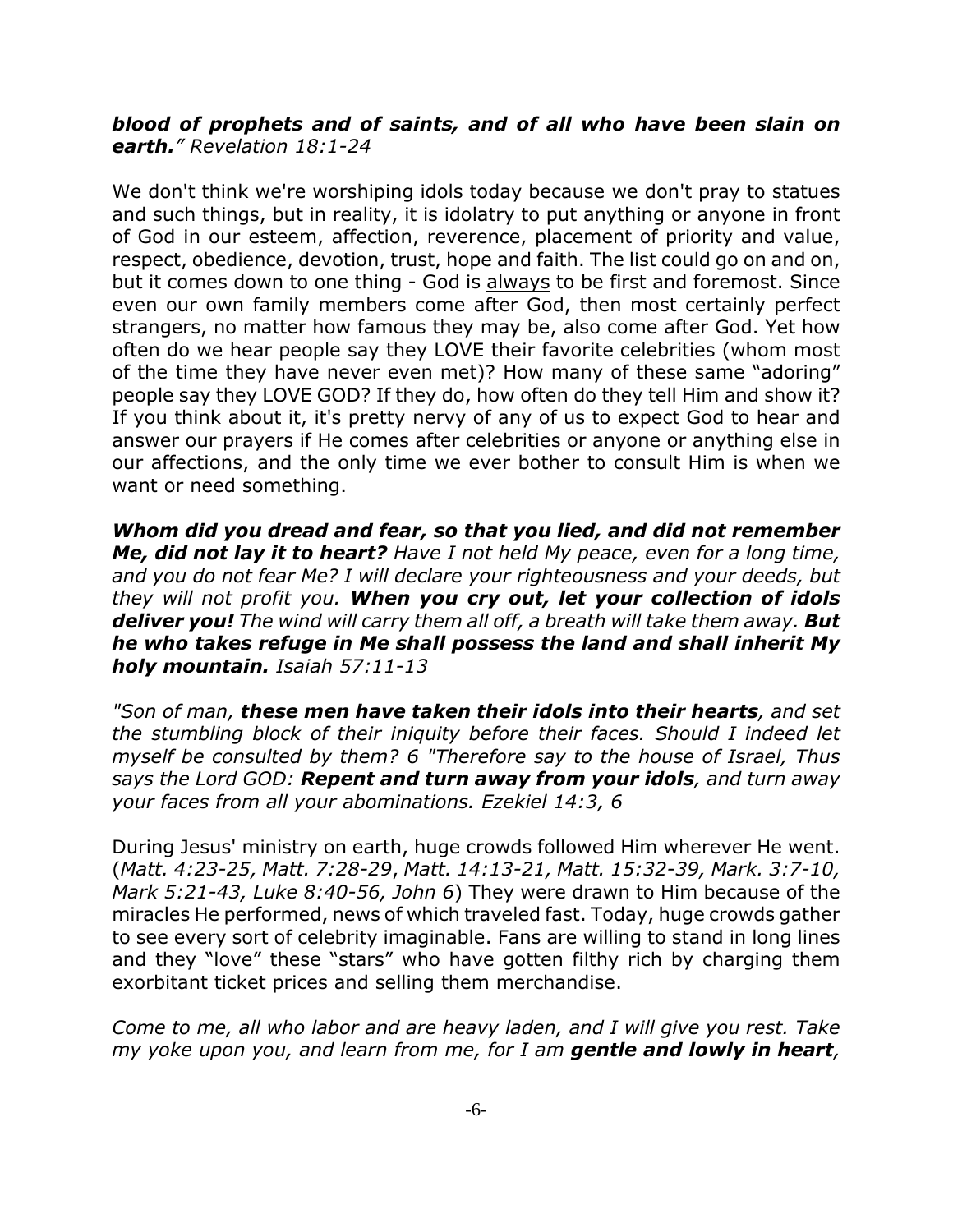***blood of prophets and of saints, and of all who have been slain on earth.**" Revelation 18:1-24*

We don't think we're worshiping idols today because we don't pray to statues and such things, but in reality, it is idolatry to put anything or anyone in front of God in our esteem, affection, reverence, placement of priority and value, respect, obedience, devotion, trust, hope and faith. The list could go on and on, but it comes down to one thing - God is <u>always</u> to be first and foremost. Since even our own family members come after God, then most certainly perfect strangers, no matter how famous they may be, also come after God. Yet how often do we hear people say they LOVE their favorite celebrities (whom most of the time they have never even met)? How many of these same "adoring" people say they LOVE GOD? If they do, how often do they tell Him and show it? If you think about it, it's pretty nervy of any of us to expect God to hear and answer our prayers if He comes after celebrities or anyone or anything else in our affections, and the only time we ever bother to consult Him is when we want or need something.

***Whom did you dread and fear, so that you lied, and did not remember Me, did not lay it to heart?** Have I not held My peace, even for a long time, and you do not fear Me? I will declare your righteousness and your deeds, but they will not profit you. **When you cry out, let your collection of idols deliver you!** The wind will carry them all off, a breath will take them away. **But he who takes refuge in Me shall possess the land and shall inherit My holy mountain.** Isaiah 57:11-13*

*"Son of man, **these men have taken their idols into their hearts**, and set the stumbling block of their iniquity before their faces. Should I indeed let myself be consulted by them? 6 "Therefore say to the house of Israel, Thus says the Lord GOD: **Repent and turn away from your idols**, and turn away your faces from all your abominations. Ezekiel 14:3, 6*

During Jesus' ministry on earth, huge crowds followed Him wherever He went. (*Matt. 4:23-25, Matt. 7:28-29*, *Matt. 14:13-21, Matt. 15:32-39, Mark. 3:7-10, Mark 5:21-43, Luke 8:40-56, John 6*) They were drawn to Him because of the miracles He performed, news of which traveled fast. Today, huge crowds gather to see every sort of celebrity imaginable. Fans are willing to stand in long lines and they "love" these "stars" who have gotten filthy rich by charging them exorbitant ticket prices and selling them merchandise.

*Come to me, all who labor and are heavy laden, and I will give you rest. Take my yoke upon you, and learn from me, for I am **gentle and lowly in heart**,*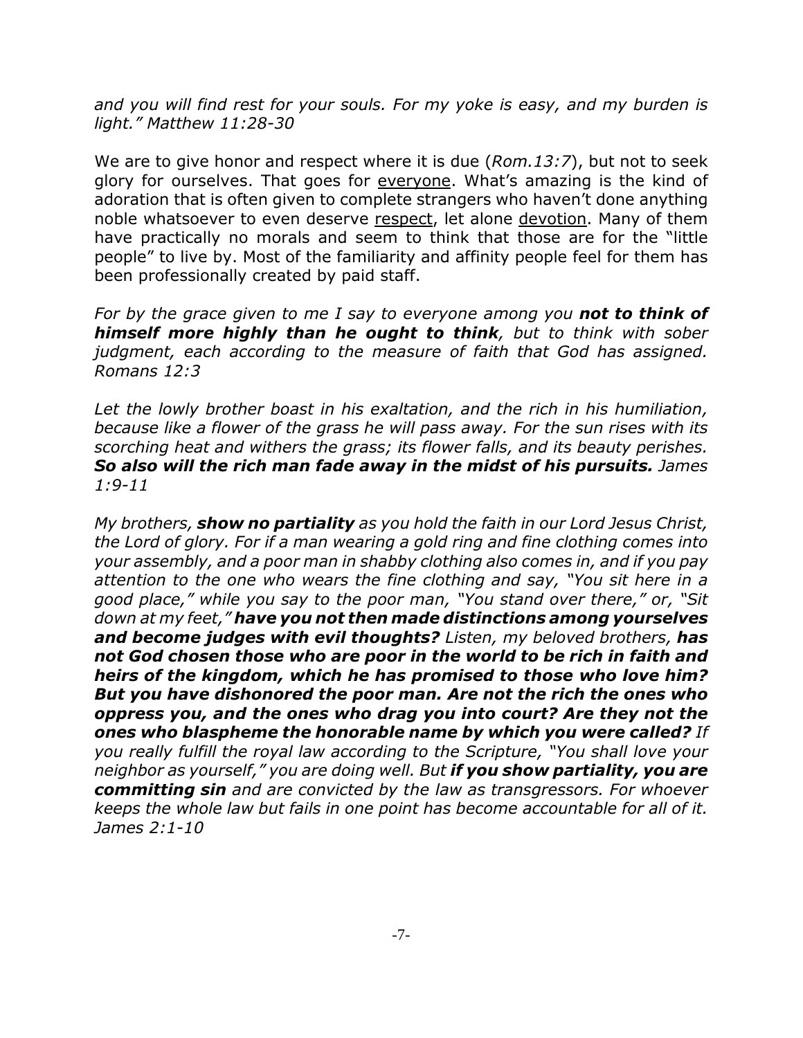*and you will find rest for your souls. For my yoke is easy, and my burden is light." Matthew 11:28-30*

We are to give honor and respect where it is due (*Rom.13:7*), but not to seek glory for ourselves. That goes for <u>everyone</u>. What's amazing is the kind of adoration that is often given to complete strangers who haven't done anything noble whatsoever to even deserve <u>respect</u>, let alone <u>devotion</u>. Many of them have practically no morals and seem to think that those are for the "little people" to live by. Most of the familiarity and affinity people feel for them has been professionally created by paid staff.

*For by the grace given to me I say to everyone among you **not to think of himself more highly than he ought to think**, but to think with sober judgment, each according to the measure of faith that God has assigned. Romans 12:3*

*Let the lowly brother boast in his exaltation, and the rich in his humiliation, because like a flower of the grass he will pass away. For the sun rises with its scorching heat and withers the grass; its flower falls, and its beauty perishes. **So also will the rich man fade away in the midst of his pursuits.** James 1:9-11*

*My brothers, **show no partiality** as you hold the faith in our Lord Jesus Christ, the Lord of glory. For if a man wearing a gold ring and fine clothing comes into your assembly, and a poor man in shabby clothing also comes in, and if you pay attention to the one who wears the fine clothing and say, "You sit here in a good place," while you say to the poor man, "You stand over there," or, "Sit down at my feet," **have you not then made distinctions among yourselves and become judges with evil thoughts?** Listen, my beloved brothers, **has not God chosen those who are poor in the world to be rich in faith and heirs of the kingdom, which he has promised to those who love him? But you have dishonored the poor man. Are not the rich the ones who oppress you, and the ones who drag you into court? Are they not the ones who blaspheme the honorable name by which you were called?** If you really fulfill the royal law according to the Scripture, "You shall love your neighbor as yourself," you are doing well. But **if you show partiality, you are committing sin** and are convicted by the law as transgressors. For whoever keeps the whole law but fails in one point has become accountable for all of it. James 2:1-10*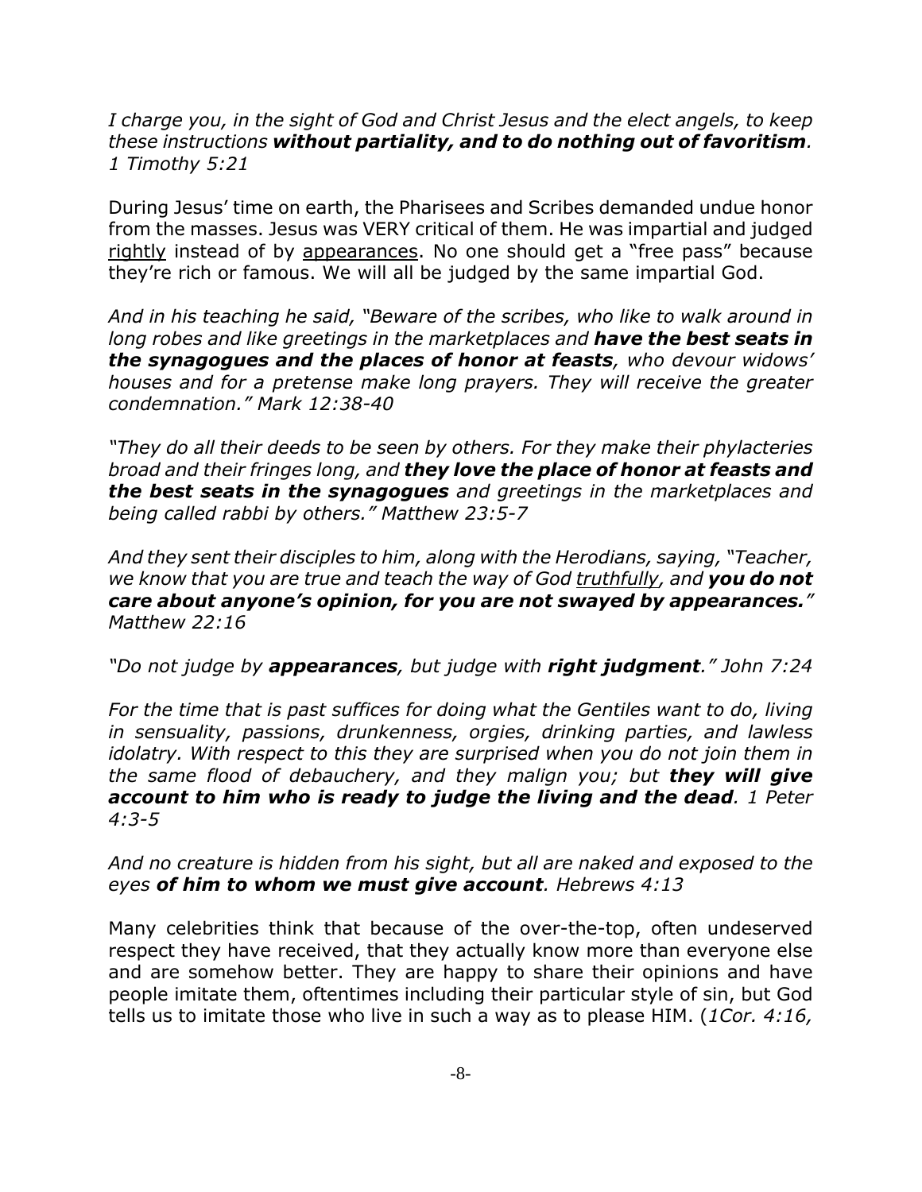*I charge you, in the sight of God and Christ Jesus and the elect angels, to keep these instructions* ***without partiality, and to do nothing out of favoritism****. 1 Timothy 5:21*

During Jesus' time on earth, the Pharisees and Scribes demanded undue honor from the masses. Jesus was VERY critical of them. He was impartial and judged <u>rightly</u> instead of by <u>appearances</u>. No one should get a "free pass" because they're rich or famous. We will all be judged by the same impartial God.

*And in his teaching he said, "Beware of the scribes, who like to walk around in long robes and like greetings in the marketplaces and* ***have the best seats in the synagogues and the places of honor at feasts****, who devour widows' houses and for a pretense make long prayers. They will receive the greater condemnation." Mark 12:38-40*

*"They do all their deeds to be seen by others. For they make their phylacteries broad and their fringes long, and* ***they love the place of honor at feasts and the best seats in the synagogues*** *and greetings in the marketplaces and being called rabbi by others." Matthew 23:5-7*

*And they sent their disciples to him, along with the Herodians, saying, "Teacher, we know that you are true and teach the way of God <u>truthfully</u>, and* ***you do not care about anyone's opinion, for you are not swayed by appearances.****" Matthew 22:16*

*"Do not judge by* ***appearances****, but judge with* ***right judgment****." John 7:24*

*For the time that is past suffices for doing what the Gentiles want to do, living in sensuality, passions, drunkenness, orgies, drinking parties, and lawless idolatry. With respect to this they are surprised when you do not join them in the same flood of debauchery, and they malign you; but* ***they will give account to him who is ready to judge the living and the dead****. 1 Peter 4:3-5*

*And no creature is hidden from his sight, but all are naked and exposed to the eyes* ***of him to whom we must give account****. Hebrews 4:13*

Many celebrities think that because of the over-the-top, often undeserved respect they have received, that they actually know more than everyone else and are somehow better. They are happy to share their opinions and have people imitate them, oftentimes including their particular style of sin, but God tells us to imitate those who live in such a way as to please HIM. (*1Cor. 4:16,*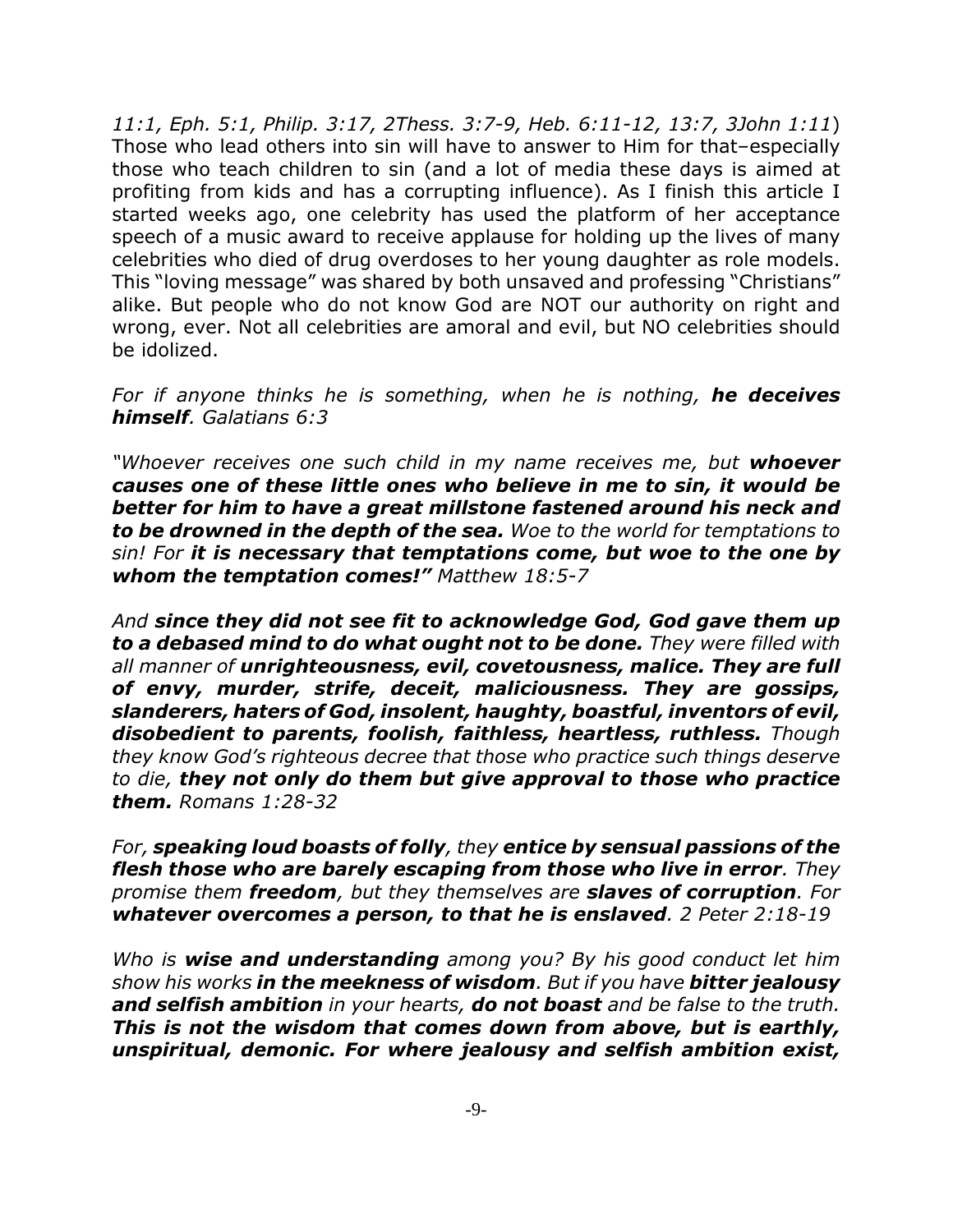*11:1, Eph. 5:1, Philip. 3:17, 2Thess. 3:7-9, Heb. 6:11-12, 13:7, 3John 1:11*) Those who lead others into sin will have to answer to Him for that–especially those who teach children to sin (and a lot of media these days is aimed at profiting from kids and has a corrupting influence). As I finish this article I started weeks ago, one celebrity has used the platform of her acceptance speech of a music award to receive applause for holding up the lives of many celebrities who died of drug overdoses to her young daughter as role models. This "loving message" was shared by both unsaved and professing "Christians" alike. But people who do not know God are NOT our authority on right and wrong, ever. Not all celebrities are amoral and evil, but NO celebrities should be idolized.

*For if anyone thinks he is something, when he is nothing, **he deceives himself**. Galatians 6:3*

*"Whoever receives one such child in my name receives me, but **whoever causes one of these little ones who believe in me to sin, it would be better for him to have a great millstone fastened around his neck and to be drowned in the depth of the sea.** Woe to the world for temptations to sin! For **it is necessary that temptations come, but woe to the one by whom the temptation comes!"** Matthew 18:5-7*

*And **since they did not see fit to acknowledge God, God gave them up to a debased mind to do what ought not to be done.** They were filled with all manner of **unrighteousness, evil, covetousness, malice. They are full of envy, murder, strife, deceit, maliciousness. They are gossips, slanderers, haters of God, insolent, haughty, boastful, inventors of evil, disobedient to parents, foolish, faithless, heartless, ruthless.** Though they know God's righteous decree that those who practice such things deserve to die, **they not only do them but give approval to those who practice them.** Romans 1:28-32*

*For, **speaking loud boasts of folly**, they **entice by sensual passions of the flesh those who are barely escaping from those who live in error**. They promise them **freedom**, but they themselves are **slaves of corruption**. For **whatever overcomes a person, to that he is enslaved**. 2 Peter 2:18-19*

*Who is **wise and understanding** among you? By his good conduct let him show his works **in the meekness of wisdom**. But if you have **bitter jealousy and selfish ambition** in your hearts, **do not boast** and be false to the truth. **This is not the wisdom that comes down from above, but is earthly, unspiritual, demonic. For where jealousy and selfish ambition exist,***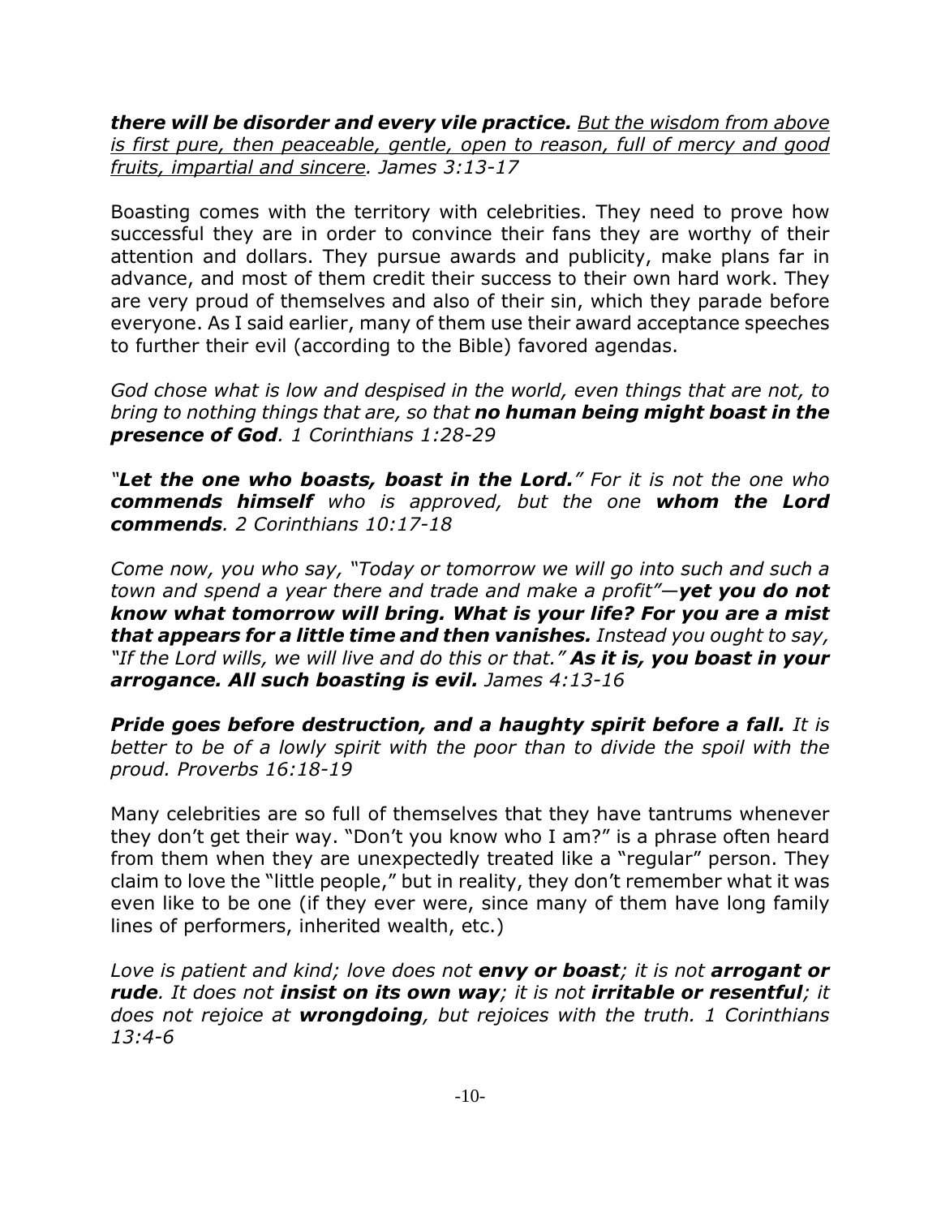***there will be disorder and every vile practice.*** *<u>But the wisdom from above is first pure, then peaceable, gentle, open to reason, full of mercy and good fruits, impartial and sincere</u>. James 3:13-17*

Boasting comes with the territory with celebrities. They need to prove how successful they are in order to convince their fans they are worthy of their attention and dollars. They pursue awards and publicity, make plans far in advance, and most of them credit their success to their own hard work. They are very proud of themselves and also of their sin, which they parade before everyone. As I said earlier, many of them use their award acceptance speeches to further their evil (according to the Bible) favored agendas.

*God chose what is low and despised in the world, even things that are not, to bring to nothing things that are, so that* ***no human being might boast in the presence of God****. 1 Corinthians 1:28-29*

*"**Let the one who boasts, boast in the Lord.**" For it is not the one who* ***commends himself*** *who is approved, but the one* ***whom the Lord commends****. 2 Corinthians 10:17-18*

*Come now, you who say, "Today or tomorrow we will go into such and such a town and spend a year there and trade and make a profit"—**yet you do not know what tomorrow will bring. What is your life? For you are a mist that appears for a little time and then vanishes.** Instead you ought to say, "If the Lord wills, we will live and do this or that."* ***As it is, you boast in your arrogance. All such boasting is evil.*** *James 4:13-16*

***Pride goes before destruction, and a haughty spirit before a fall.*** *It is better to be of a lowly spirit with the poor than to divide the spoil with the proud. Proverbs 16:18-19*

Many celebrities are so full of themselves that they have tantrums whenever they don't get their way. "Don't you know who I am?" is a phrase often heard from them when they are unexpectedly treated like a "regular" person. They claim to love the "little people," but in reality, they don't remember what it was even like to be one (if they ever were, since many of them have long family lines of performers, inherited wealth, etc.)

*Love is patient and kind; love does not* ***envy or boast****; it is not* ***arrogant or rude****. It does not* ***insist on its own way****; it is not* ***irritable or resentful****; it does not rejoice at* ***wrongdoing****, but rejoices with the truth. 1 Corinthians 13:4-6*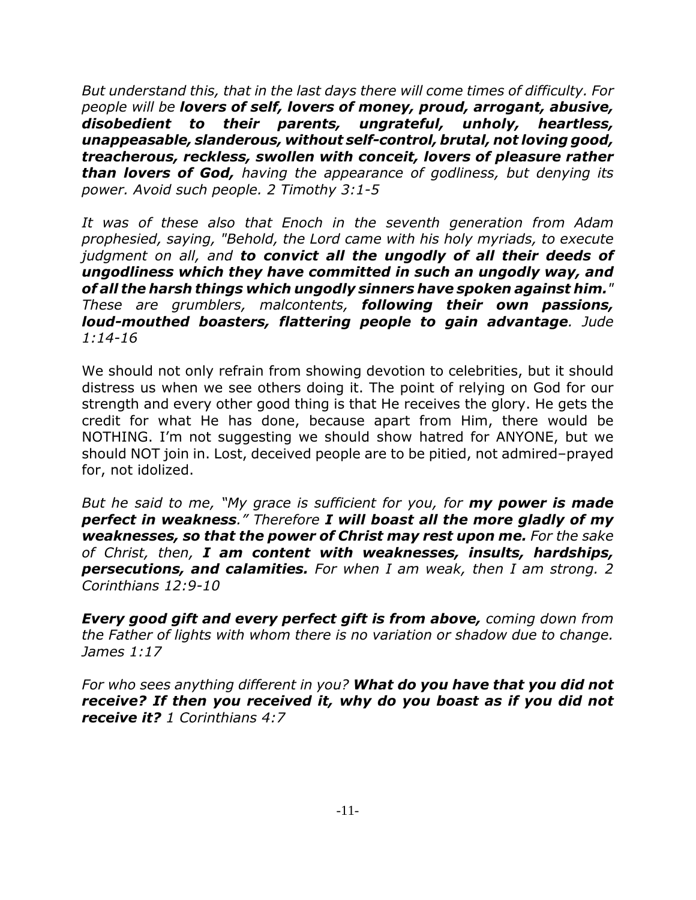*But understand this, that in the last days there will come times of difficulty. For people will be* ***lovers of self, lovers of money, proud, arrogant, abusive, disobedient to their parents, ungrateful, unholy, heartless, unappeasable, slanderous, without self-control, brutal, not loving good, treacherous, reckless, swollen with conceit, lovers of pleasure rather than lovers of God,*** *having the appearance of godliness, but denying its power. Avoid such people. 2 Timothy 3:1-5*

*It was of these also that Enoch in the seventh generation from Adam prophesied, saying, "Behold, the Lord came with his holy myriads, to execute judgment on all, and* ***to convict all the ungodly of all their deeds of ungodliness which they have committed in such an ungodly way, and of all the harsh things which ungodly sinners have spoken against him."*** *These are grumblers, malcontents,* ***following their own passions, loud-mouthed boasters, flattering people to gain advantage****. Jude 1:14-16*

We should not only refrain from showing devotion to celebrities, but it should distress us when we see others doing it. The point of relying on God for our strength and every other good thing is that He receives the glory. He gets the credit for what He has done, because apart from Him, there would be NOTHING. I'm not suggesting we should show hatred for ANYONE, but we should NOT join in. Lost, deceived people are to be pitied, not admired–prayed for, not idolized.

*But he said to me, "My grace is sufficient for you, for* ***my power is made perfect in weakness****." Therefore* ***I will boast all the more gladly of my weaknesses, so that the power of Christ may rest upon me.*** *For the sake of Christ, then,* ***I am content with weaknesses, insults, hardships, persecutions, and calamities.*** *For when I am weak, then I am strong. 2 Corinthians 12:9-10*

***Every good gift and every perfect gift is from above,*** *coming down from the Father of lights with whom there is no variation or shadow due to change. James 1:17*

*For who sees anything different in you?* ***What do you have that you did not receive? If then you received it, why do you boast as if you did not receive it?*** *1 Corinthians 4:7*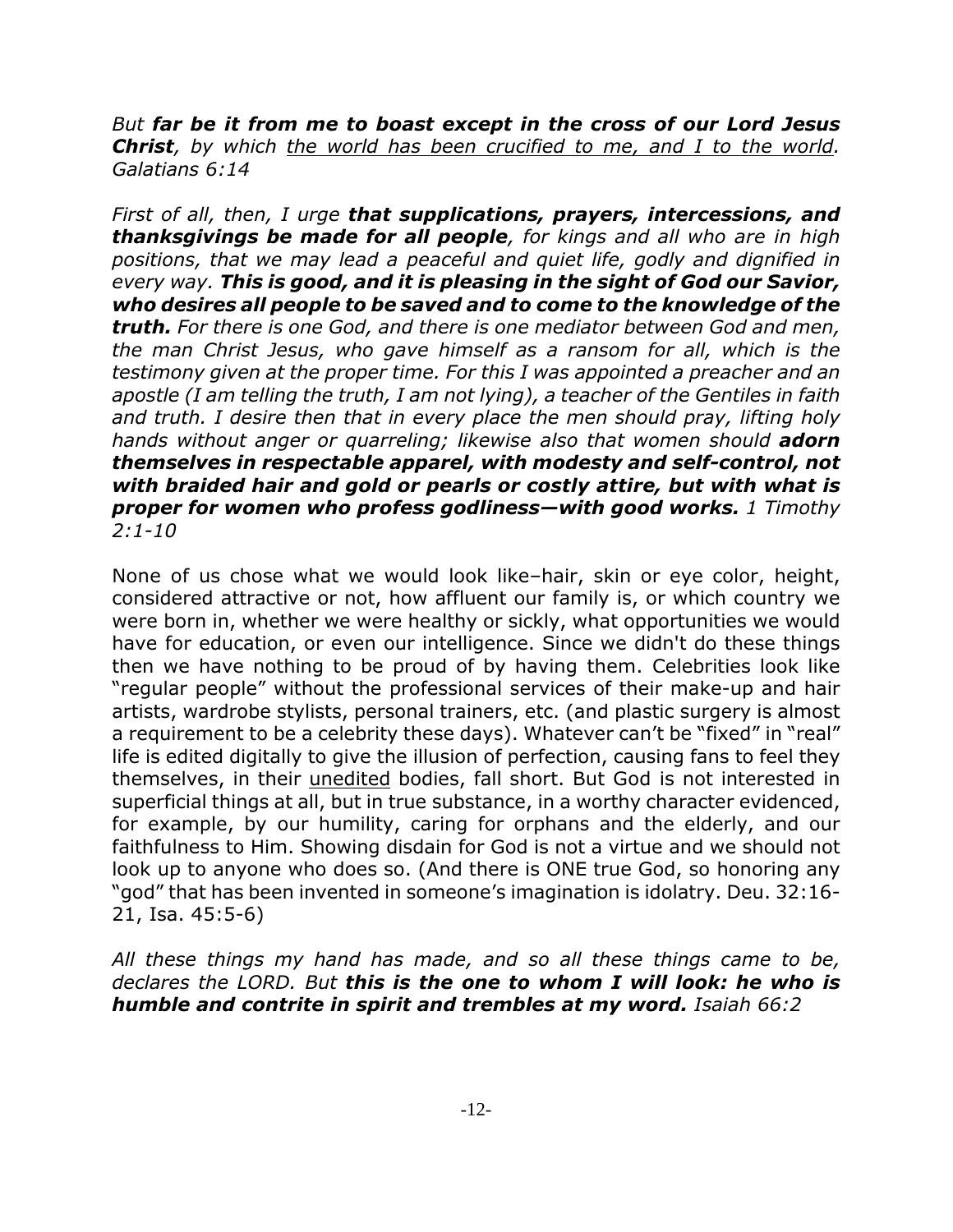*But **far be it from me to boast except in the cross of our Lord Jesus Christ**, by which <u>the world has been crucified to me, and I to the world</u>. Galatians 6:14*

*First of all, then, I urge **that supplications, prayers, intercessions, and thanksgivings be made for all people**, for kings and all who are in high positions, that we may lead a peaceful and quiet life, godly and dignified in every way. **This is good, and it is pleasing in the sight of God our Savior, who desires all people to be saved and to come to the knowledge of the truth.** For there is one God, and there is one mediator between God and men, the man Christ Jesus, who gave himself as a ransom for all, which is the testimony given at the proper time. For this I was appointed a preacher and an apostle (I am telling the truth, I am not lying), a teacher of the Gentiles in faith and truth. I desire then that in every place the men should pray, lifting holy hands without anger or quarreling; likewise also that women should **adorn themselves in respectable apparel, with modesty and self-control, not with braided hair and gold or pearls or costly attire, but with what is proper for women who profess godliness—with good works.** 1 Timothy 2:1-10*

None of us chose what we would look like–hair, skin or eye color, height, considered attractive or not, how affluent our family is, or which country we were born in, whether we were healthy or sickly, what opportunities we would have for education, or even our intelligence. Since we didn't do these things then we have nothing to be proud of by having them. Celebrities look like "regular people" without the professional services of their make-up and hair artists, wardrobe stylists, personal trainers, etc. (and plastic surgery is almost a requirement to be a celebrity these days). Whatever can't be "fixed" in "real" life is edited digitally to give the illusion of perfection, causing fans to feel they themselves, in their <u>unedited</u> bodies, fall short. But God is not interested in superficial things at all, but in true substance, in a worthy character evidenced, for example, by our humility, caring for orphans and the elderly, and our faithfulness to Him. Showing disdain for God is not a virtue and we should not look up to anyone who does so. (And there is ONE true God, so honoring any "god" that has been invented in someone's imagination is idolatry. Deu. 32:16-21, Isa. 45:5-6)

*All these things my hand has made, and so all these things came to be, declares the LORD. But **this is the one to whom I will look: he who is humble and contrite in spirit and trembles at my word.** Isaiah 66:2*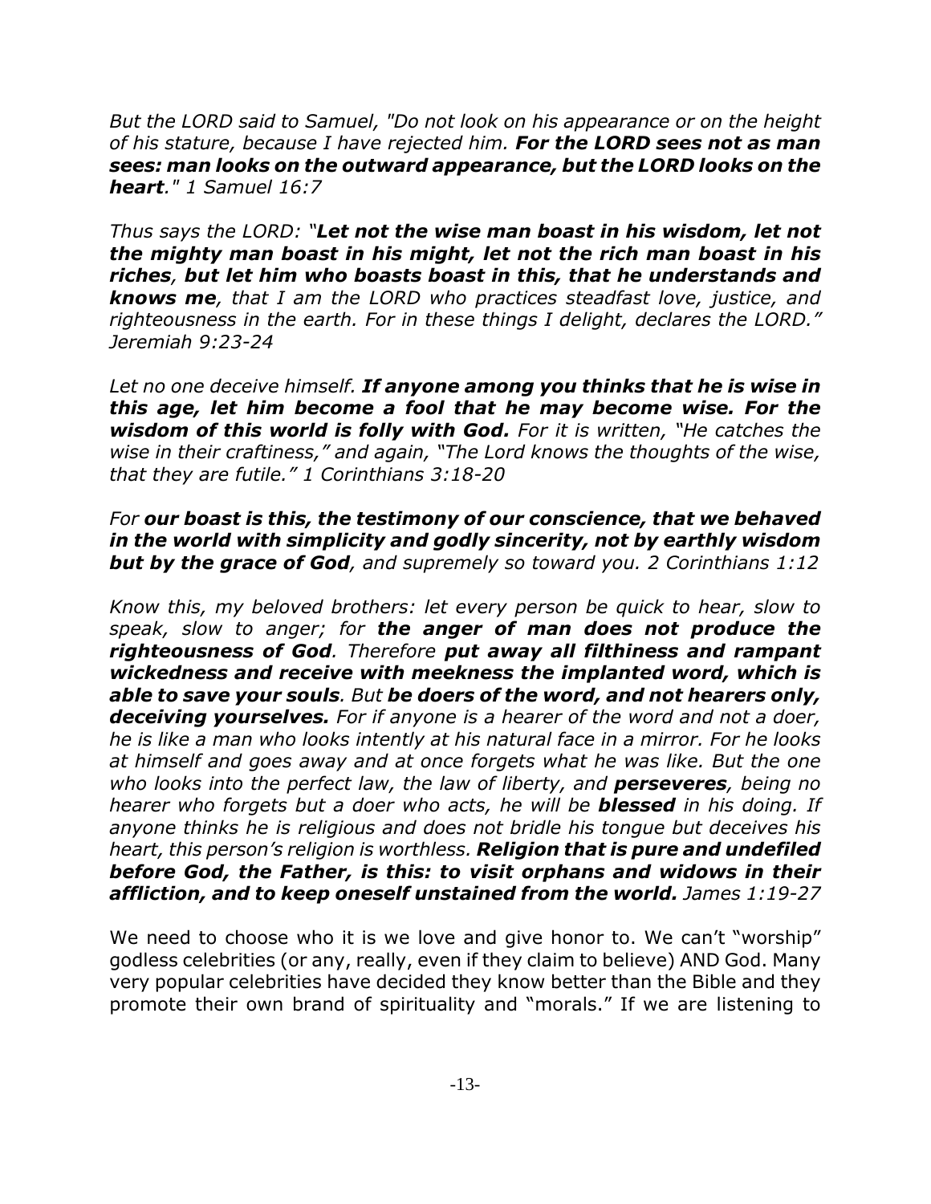*But the LORD said to Samuel, "Do not look on his appearance or on the height of his stature, because I have rejected him.* ***For the LORD sees not as man sees: man looks on the outward appearance, but the LORD looks on the heart****." 1 Samuel 16:7*

*Thus says the LORD: "****Let not the wise man boast in his wisdom, let not the mighty man boast in his might, let not the rich man boast in his riches****,* ***but let him who boasts boast in this, that he understands and knows me****, that I am the LORD who practices steadfast love, justice, and righteousness in the earth. For in these things I delight, declares the LORD." Jeremiah 9:23-24*

*Let no one deceive himself.* ***If anyone among you thinks that he is wise in this age, let him become a fool that he may become wise. For the wisdom of this world is folly with God.*** *For it is written, "He catches the wise in their craftiness," and again, "The Lord knows the thoughts of the wise, that they are futile." 1 Corinthians 3:18-20*

*For* ***our boast is this, the testimony of our conscience, that we behaved in the world with simplicity and godly sincerity, not by earthly wisdom but by the grace of God****, and supremely so toward you. 2 Corinthians 1:12*

*Know this, my beloved brothers: let every person be quick to hear, slow to speak, slow to anger; for* ***the anger of man does not produce the righteousness of God****. Therefore* ***put away all filthiness and rampant wickedness and receive with meekness the implanted word, which is able to save your souls****. But* ***be doers of the word, and not hearers only, deceiving yourselves.*** *For if anyone is a hearer of the word and not a doer, he is like a man who looks intently at his natural face in a mirror. For he looks at himself and goes away and at once forgets what he was like. But the one who looks into the perfect law, the law of liberty, and* ***perseveres****, being no hearer who forgets but a doer who acts, he will be* ***blessed*** *in his doing. If anyone thinks he is religious and does not bridle his tongue but deceives his heart, this person's religion is worthless.* ***Religion that is pure and undefiled before God, the Father, is this: to visit orphans and widows in their affliction, and to keep oneself unstained from the world.*** *James 1:19-27*

We need to choose who it is we love and give honor to. We can't "worship" godless celebrities (or any, really, even if they claim to believe) AND God. Many very popular celebrities have decided they know better than the Bible and they promote their own brand of spirituality and "morals." If we are listening to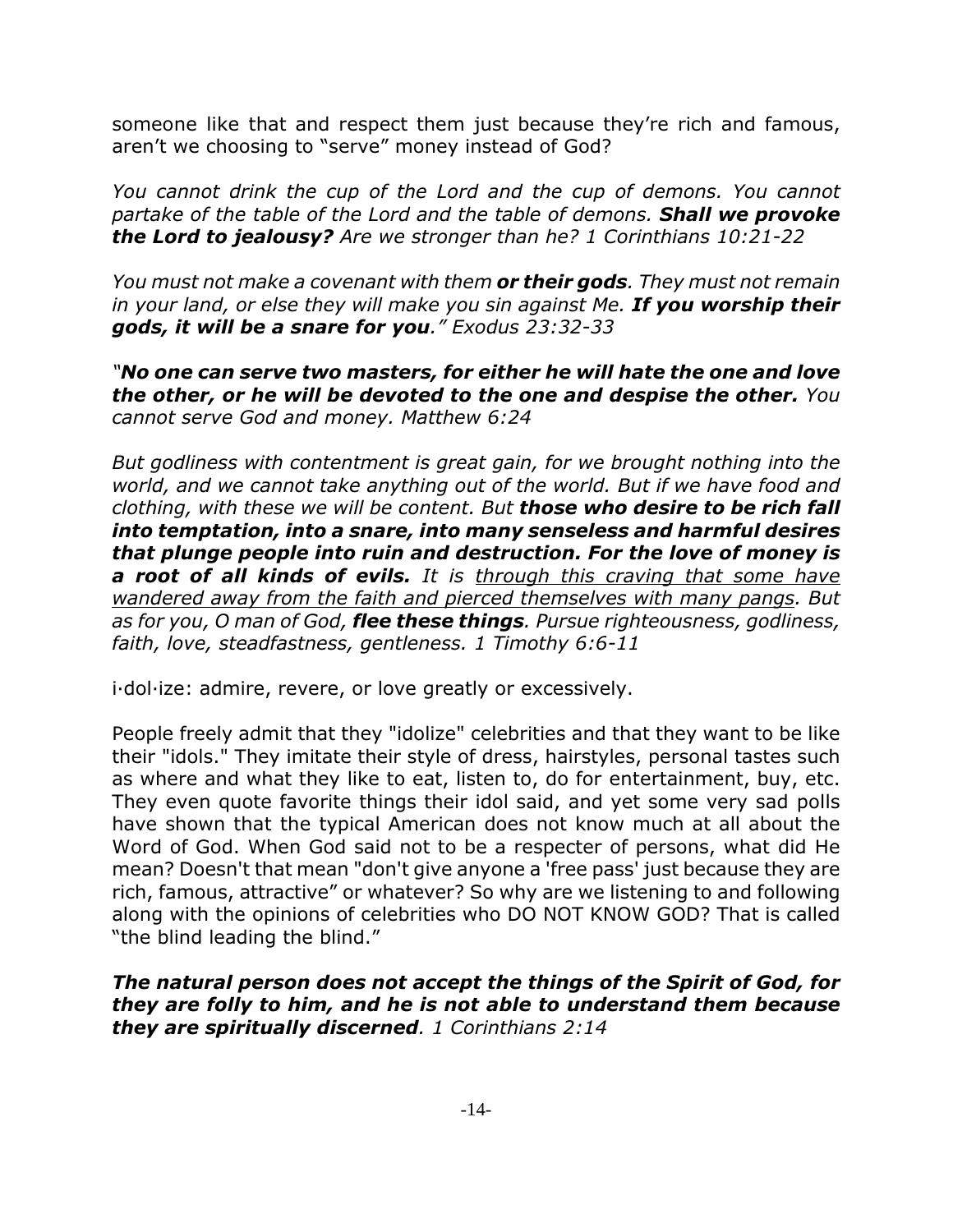someone like that and respect them just because they're rich and famous, aren't we choosing to "serve" money instead of God?

*You cannot drink the cup of the Lord and the cup of demons. You cannot partake of the table of the Lord and the table of demons.* ***Shall we provoke the Lord to jealousy?*** *Are we stronger than he? 1 Corinthians 10:21-22*

*You must not make a covenant with them* ***or their gods****. They must not remain in your land, or else they will make you sin against Me.* ***If you worship their gods, it will be a snare for you****." Exodus 23:32-33*

***"No one can serve two masters, for either he will hate the one and love the other, or he will be devoted to the one and despise the other.*** *You cannot serve God and money. Matthew 6:24*

*But godliness with contentment is great gain, for we brought nothing into the world, and we cannot take anything out of the world. But if we have food and clothing, with these we will be content. But* ***those who desire to be rich fall into temptation, into a snare, into many senseless and harmful desires that plunge people into ruin and destruction. For the love of money is a root of all kinds of evils.*** *It is <u>through this craving that some have wandered away from the faith and pierced themselves with many pangs</u>. But as for you, O man of God,* ***flee these things****. Pursue righteousness, godliness, faith, love, steadfastness, gentleness. 1 Timothy 6:6-11*

i·dol·ize: admire, revere, or love greatly or excessively.

People freely admit that they "idolize" celebrities and that they want to be like their "idols." They imitate their style of dress, hairstyles, personal tastes such as where and what they like to eat, listen to, do for entertainment, buy, etc. They even quote favorite things their idol said, and yet some very sad polls have shown that the typical American does not know much at all about the Word of God. When God said not to be a respecter of persons, what did He mean? Doesn't that mean "don't give anyone a 'free pass' just because they are rich, famous, attractive" or whatever? So why are we listening to and following along with the opinions of celebrities who DO NOT KNOW GOD? That is called "the blind leading the blind."

***The natural person does not accept the things of the Spirit of God, for they are folly to him, and he is not able to understand them because they are spiritually discerned****. 1 Corinthians 2:14*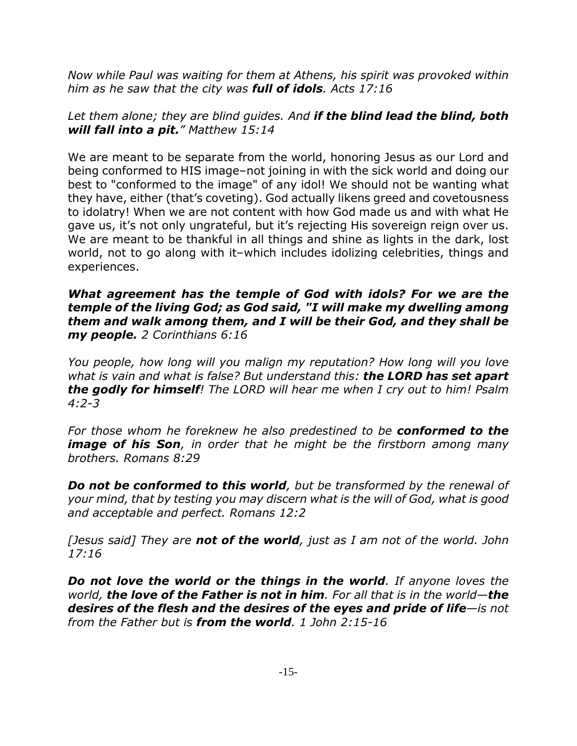*Now while Paul was waiting for them at Athens, his spirit was provoked within him as he saw that the city was **full of idols**. Acts 17:16*

*Let them alone; they are blind guides. And **if the blind lead the blind, both will fall into a pit.**" Matthew 15:14*

We are meant to be separate from the world, honoring Jesus as our Lord and being conformed to HIS image–not joining in with the sick world and doing our best to "conformed to the image" of any idol! We should not be wanting what they have, either (that's coveting). God actually likens greed and covetousness to idolatry! When we are not content with how God made us and with what He gave us, it's not only ungrateful, but it's rejecting His sovereign reign over us. We are meant to be thankful in all things and shine as lights in the dark, lost world, not to go along with it–which includes idolizing celebrities, things and experiences.

***What agreement has the temple of God with idols? For we are the temple of the living God; as God said, "I will make my dwelling among them and walk among them, and I will be their God, and they shall be my people.*** *2 Corinthians 6:16*

*You people, how long will you malign my reputation? How long will you love what is vain and what is false? But understand this: **the LORD has set apart the godly for himself**! The LORD will hear me when I cry out to him! Psalm 4:2-3*

*For those whom he foreknew he also predestined to be **conformed to the image of his Son**, in order that he might be the firstborn among many brothers. Romans 8:29*

***Do not be conformed to this world**, but be transformed by the renewal of your mind, that by testing you may discern what is the will of God, what is good and acceptable and perfect. Romans 12:2*

*[Jesus said] They are **not of the world**, just as I am not of the world. John 17:16*

***Do not love the world or the things in the world**. If anyone loves the world, **the love of the Father is not in him**. For all that is in the world—**the desires of the flesh and the desires of the eyes and pride of life**—is not from the Father but is **from the world**. 1 John 2:15-16*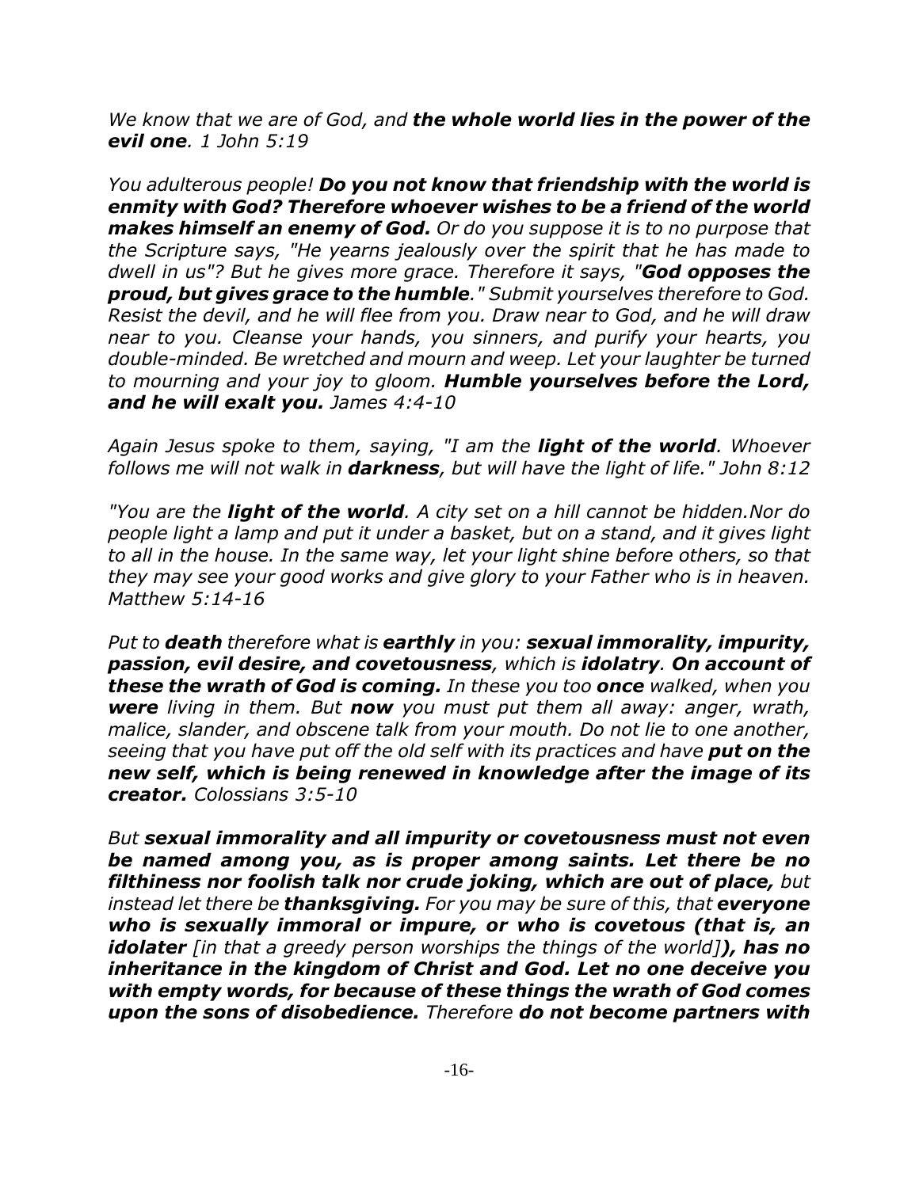*We know that we are of God, and **the whole world lies in the power of the evil one**. 1 John 5:19*

*You adulterous people! **Do you not know that friendship with the world is enmity with God? Therefore whoever wishes to be a friend of the world makes himself an enemy of God.** Or do you suppose it is to no purpose that the Scripture says, "He yearns jealously over the spirit that he has made to dwell in us"? But he gives more grace. Therefore it says, "**God opposes the proud, but gives grace to the humble**." Submit yourselves therefore to God. Resist the devil, and he will flee from you. Draw near to God, and he will draw near to you. Cleanse your hands, you sinners, and purify your hearts, you double-minded. Be wretched and mourn and weep. Let your laughter be turned to mourning and your joy to gloom. **Humble yourselves before the Lord, and he will exalt you.** James 4:4-10*

*Again Jesus spoke to them, saying, "I am the **light of the world**. Whoever follows me will not walk in **darkness**, but will have the light of life." John 8:12*

*"You are the **light of the world**. A city set on a hill cannot be hidden.Nor do people light a lamp and put it under a basket, but on a stand, and it gives light to all in the house. In the same way, let your light shine before others, so that they may see your good works and give glory to your Father who is in heaven. Matthew 5:14-16*

*Put to **death** therefore what is **earthly** in you: **sexual immorality, impurity, passion, evil desire, and covetousness**, which is **idolatry**. **On account of these the wrath of God is coming.** In these you too **once** walked, when you **were** living in them. But **now** you must put them all away: anger, wrath, malice, slander, and obscene talk from your mouth. Do not lie to one another, seeing that you have put off the old self with its practices and have **put on the new self, which is being renewed in knowledge after the image of its creator.** Colossians 3:5-10*

*But **sexual immorality and all impurity or covetousness must not even be named among you, as is proper among saints. Let there be no filthiness nor foolish talk nor crude joking, which are out of place,** but instead let there be **thanksgiving.** For you may be sure of this, that **everyone who is sexually immoral or impure, or who is covetous (that is, an idolater** [in that a greedy person worships the things of the world]**), has no inheritance in the kingdom of Christ and God. Let no one deceive you with empty words, for because of these things the wrath of God comes upon the sons of disobedience.** Therefore **do not become partners with***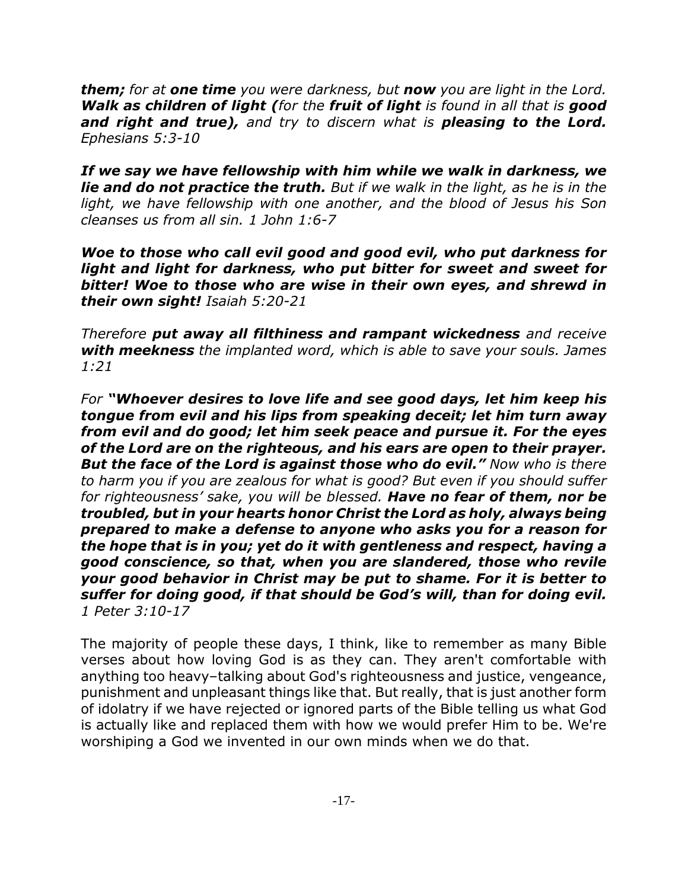***them;*** *for at* ***one time*** *you were darkness, but* ***now*** *you are light in the Lord.* ***Walk as children of light (****for the* ***fruit of light*** *is found in all that is* ***good and right and true),*** *and try to discern what is* ***pleasing to the Lord.*** *Ephesians 5:3-10*

***If we say we have fellowship with him while we walk in darkness, we lie and do not practice the truth.*** *But if we walk in the light, as he is in the light, we have fellowship with one another, and the blood of Jesus his Son cleanses us from all sin. 1 John 1:6-7*

***Woe to those who call evil good and good evil, who put darkness for light and light for darkness, who put bitter for sweet and sweet for bitter! Woe to those who are wise in their own eyes, and shrewd in their own sight!*** *Isaiah 5:20-21*

*Therefore* ***put away all filthiness and rampant wickedness*** *and receive* ***with meekness*** *the implanted word, which is able to save your souls. James 1:21*

*For* ***"Whoever desires to love life and see good days, let him keep his tongue from evil and his lips from speaking deceit; let him turn away from evil and do good; let him seek peace and pursue it. For the eyes of the Lord are on the righteous, and his ears are open to their prayer. But the face of the Lord is against those who do evil."*** *Now who is there to harm you if you are zealous for what is good? But even if you should suffer for righteousness' sake, you will be blessed.* ***Have no fear of them, nor be troubled, but in your hearts honor Christ the Lord as holy, always being prepared to make a defense to anyone who asks you for a reason for the hope that is in you; yet do it with gentleness and respect, having a good conscience, so that, when you are slandered, those who revile your good behavior in Christ may be put to shame. For it is better to suffer for doing good, if that should be God's will, than for doing evil.*** *1 Peter 3:10-17*

The majority of people these days, I think, like to remember as many Bible verses about how loving God is as they can. They aren't comfortable with anything too heavy–talking about God's righteousness and justice, vengeance, punishment and unpleasant things like that. But really, that is just another form of idolatry if we have rejected or ignored parts of the Bible telling us what God is actually like and replaced them with how we would prefer Him to be. We're worshiping a God we invented in our own minds when we do that.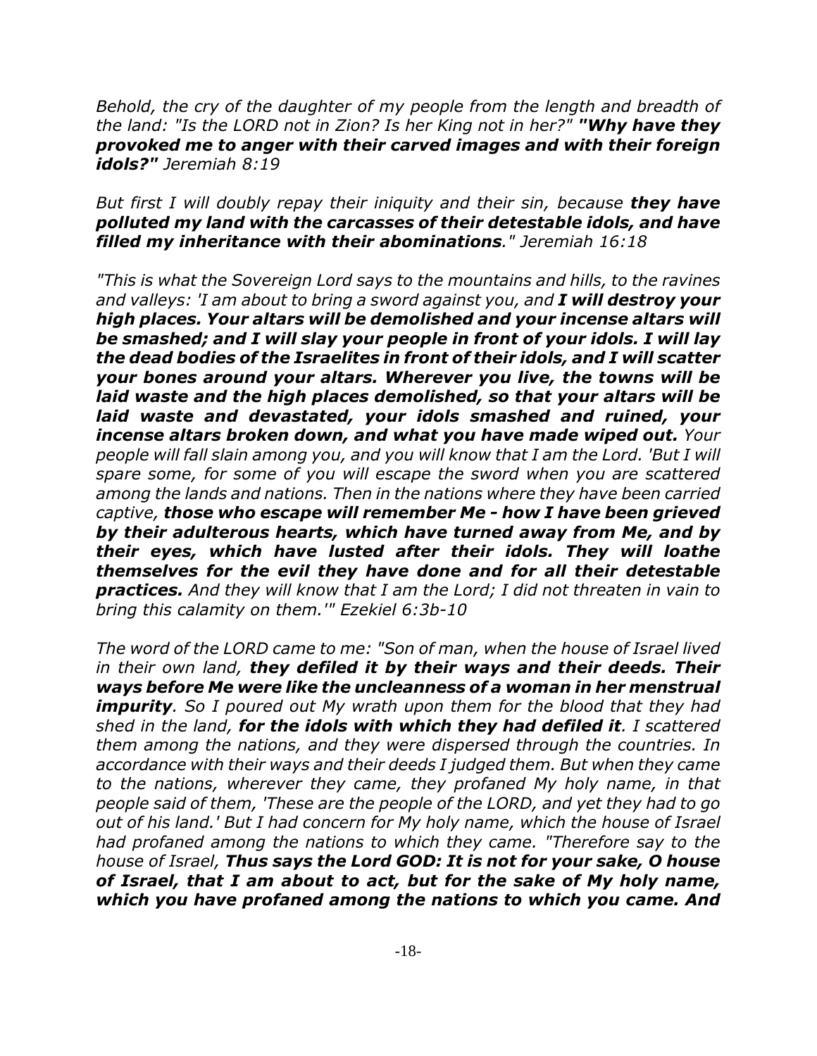*Behold, the cry of the daughter of my people from the length and breadth of the land: "Is the LORD not in Zion? Is her King not in her?"* ***"Why have they provoked me to anger with their carved images and with their foreign idols?"*** *Jeremiah 8:19*

*But first I will doubly repay their iniquity and their sin, because* ***they have polluted my land with the carcasses of their detestable idols, and have filled my inheritance with their abominations****." Jeremiah 16:18*

*"This is what the Sovereign Lord says to the mountains and hills, to the ravines and valleys: 'I am about to bring a sword against you, and* ***I will destroy your high places. Your altars will be demolished and your incense altars will be smashed; and I will slay your people in front of your idols. I will lay the dead bodies of the Israelites in front of their idols, and I will scatter your bones around your altars. Wherever you live, the towns will be laid waste and the high places demolished, so that your altars will be laid waste and devastated, your idols smashed and ruined, your incense altars broken down, and what you have made wiped out.*** *Your people will fall slain among you, and you will know that I am the Lord. 'But I will spare some, for some of you will escape the sword when you are scattered among the lands and nations. Then in the nations where they have been carried captive,* ***those who escape will remember Me - how I have been grieved by their adulterous hearts, which have turned away from Me, and by their eyes, which have lusted after their idols. They will loathe themselves for the evil they have done and for all their detestable practices.*** *And they will know that I am the Lord; I did not threaten in vain to bring this calamity on them.'" Ezekiel 6:3b-10*

*The word of the LORD came to me: "Son of man, when the house of Israel lived in their own land,* ***they defiled it by their ways and their deeds. Their ways before Me were like the uncleanness of a woman in her menstrual impurity****. So I poured out My wrath upon them for the blood that they had shed in the land,* ***for the idols with which they had defiled it****. I scattered them among the nations, and they were dispersed through the countries. In accordance with their ways and their deeds I judged them. But when they came to the nations, wherever they came, they profaned My holy name, in that people said of them, 'These are the people of the LORD, and yet they had to go out of his land.' But I had concern for My holy name, which the house of Israel had profaned among the nations to which they came. "Therefore say to the house of Israel,* ***Thus says the Lord GOD: It is not for your sake, O house of Israel, that I am about to act, but for the sake of My holy name, which you have profaned among the nations to which you came. And***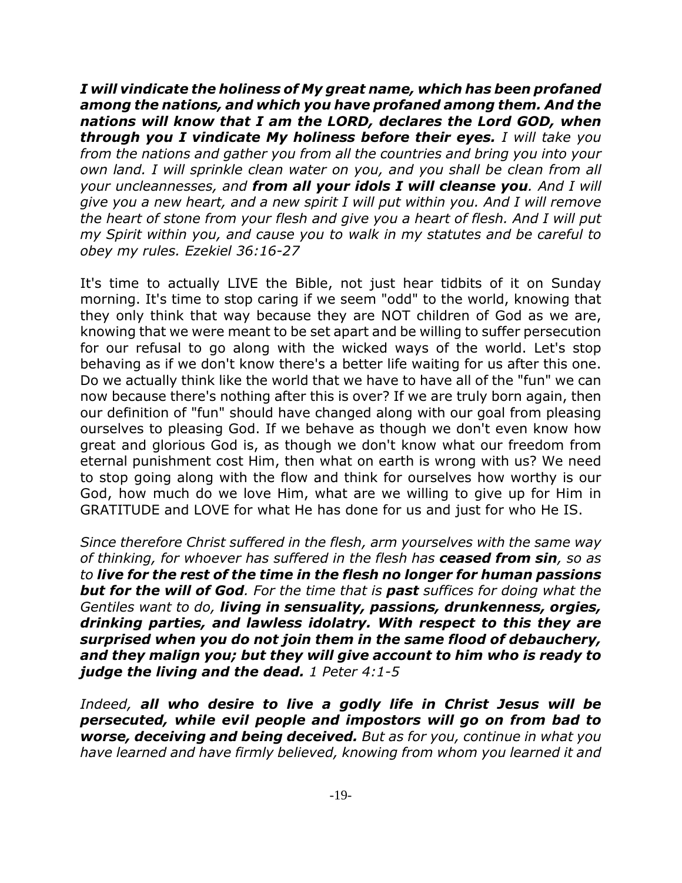***I will vindicate the holiness of My great name, which has been profaned among the nations, and which you have profaned among them. And the nations will know that I am the LORD, declares the Lord GOD, when through you I vindicate My holiness before their eyes.*** *I will take you from the nations and gather you from all the countries and bring you into your own land. I will sprinkle clean water on you, and you shall be clean from all your uncleannesses, and* ***from all your idols I will cleanse you****. And I will give you a new heart, and a new spirit I will put within you. And I will remove the heart of stone from your flesh and give you a heart of flesh. And I will put my Spirit within you, and cause you to walk in my statutes and be careful to obey my rules. Ezekiel 36:16-27*

It's time to actually LIVE the Bible, not just hear tidbits of it on Sunday morning. It's time to stop caring if we seem "odd" to the world, knowing that they only think that way because they are NOT children of God as we are, knowing that we were meant to be set apart and be willing to suffer persecution for our refusal to go along with the wicked ways of the world. Let's stop behaving as if we don't know there's a better life waiting for us after this one. Do we actually think like the world that we have to have all of the "fun" we can now because there's nothing after this is over? If we are truly born again, then our definition of "fun" should have changed along with our goal from pleasing ourselves to pleasing God. If we behave as though we don't even know how great and glorious God is, as though we don't know what our freedom from eternal punishment cost Him, then what on earth is wrong with us? We need to stop going along with the flow and think for ourselves how worthy is our God, how much do we love Him, what are we willing to give up for Him in GRATITUDE and LOVE for what He has done for us and just for who He IS.

*Since therefore Christ suffered in the flesh, arm yourselves with the same way of thinking, for whoever has suffered in the flesh has* ***ceased from sin****, so as to* ***live for the rest of the time in the flesh no longer for human passions but for the will of God****. For the time that is* ***past*** *suffices for doing what the Gentiles want to do,* ***living in sensuality, passions, drunkenness, orgies, drinking parties, and lawless idolatry. With respect to this they are surprised when you do not join them in the same flood of debauchery, and they malign you; but they will give account to him who is ready to judge the living and the dead.*** *1 Peter 4:1-5*

*Indeed,* ***all who desire to live a godly life in Christ Jesus will be persecuted, while evil people and impostors will go on from bad to worse, deceiving and being deceived.*** *But as for you, continue in what you have learned and have firmly believed, knowing from whom you learned it and*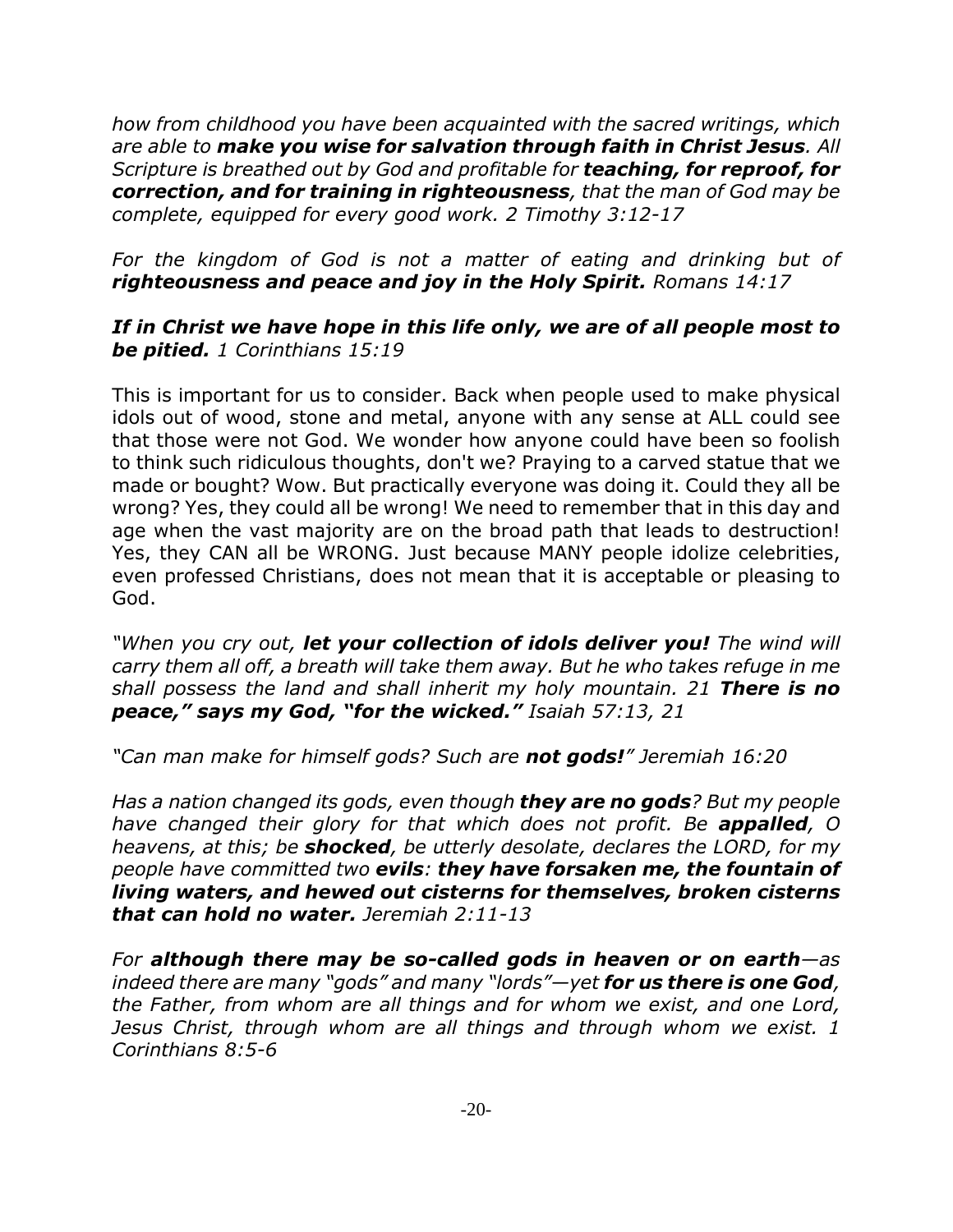*how from childhood you have been acquainted with the sacred writings, which are able to **make you wise for salvation through faith in Christ Jesus**. All Scripture is breathed out by God and profitable for **teaching, for reproof, for correction, and for training in righteousness**, that the man of God may be complete, equipped for every good work. 2 Timothy 3:12-17*

*For the kingdom of God is not a matter of eating and drinking but of **righteousness and peace and joy in the Holy Spirit.** Romans 14:17*

***If in Christ we have hope in this life only, we are of all people most to be pitied.** 1 Corinthians 15:19*

This is important for us to consider. Back when people used to make physical idols out of wood, stone and metal, anyone with any sense at ALL could see that those were not God. We wonder how anyone could have been so foolish to think such ridiculous thoughts, don't we? Praying to a carved statue that we made or bought? Wow. But practically everyone was doing it. Could they all be wrong? Yes, they could all be wrong! We need to remember that in this day and age when the vast majority are on the broad path that leads to destruction! Yes, they CAN all be WRONG. Just because MANY people idolize celebrities, even professed Christians, does not mean that it is acceptable or pleasing to God.

*"When you cry out, **let your collection of idols deliver you!** The wind will carry them all off, a breath will take them away. But he who takes refuge in me shall possess the land and shall inherit my holy mountain. 21 **There is no peace," says my God, "for the wicked."** Isaiah 57:13, 21*

*"Can man make for himself gods? Such are **not gods!**" Jeremiah 16:20*

*Has a nation changed its gods, even though **they are no gods**? But my people have changed their glory for that which does not profit. Be **appalled**, O heavens, at this; be **shocked**, be utterly desolate, declares the LORD, for my people have committed two **evils**: **they have forsaken me, the fountain of living waters, and hewed out cisterns for themselves, broken cisterns that can hold no water.** Jeremiah 2:11-13*

*For **although there may be so-called gods in heaven or on earth**—as indeed there are many "gods" and many "lords"—yet **for us there is one God**, the Father, from whom are all things and for whom we exist, and one Lord, Jesus Christ, through whom are all things and through whom we exist. 1 Corinthians 8:5-6*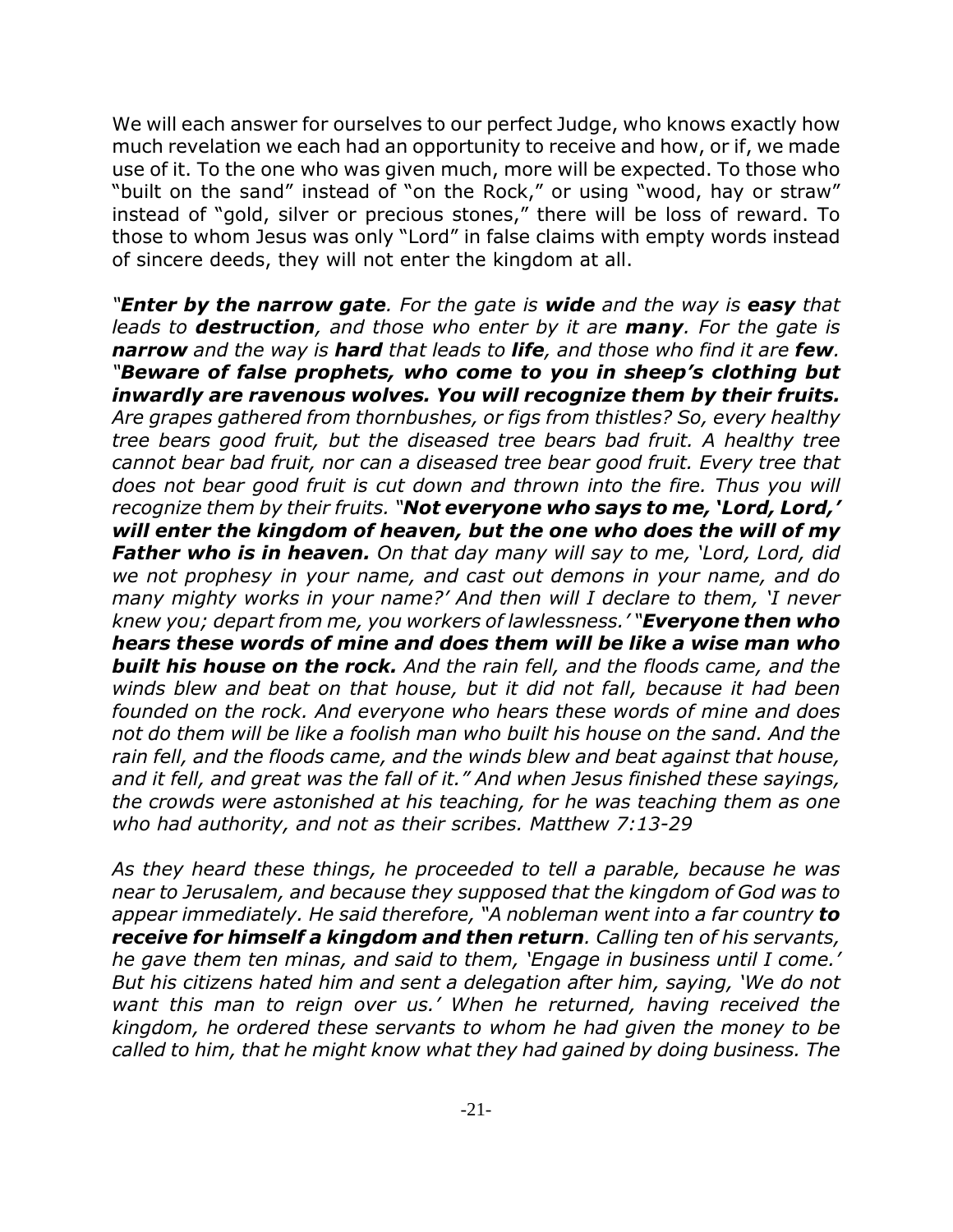We will each answer for ourselves to our perfect Judge, who knows exactly how much revelation we each had an opportunity to receive and how, or if, we made use of it. To the one who was given much, more will be expected. To those who "built on the sand" instead of "on the Rock," or using "wood, hay or straw" instead of "gold, silver or precious stones," there will be loss of reward. To those to whom Jesus was only "Lord" in false claims with empty words instead of sincere deeds, they will not enter the kingdom at all.

*"**Enter by the narrow gate**. For the gate is **wide** and the way is **easy** that leads to **destruction**, and those who enter by it are **many**. For the gate is **narrow** and the way is **hard** that leads to **life**, and those who find it are **few**. "**Beware of false prophets, who come to you in sheep's clothing but inwardly are ravenous wolves. You will recognize them by their fruits.** Are grapes gathered from thornbushes, or figs from thistles? So, every healthy tree bears good fruit, but the diseased tree bears bad fruit. A healthy tree cannot bear bad fruit, nor can a diseased tree bear good fruit. Every tree that does not bear good fruit is cut down and thrown into the fire. Thus you will recognize them by their fruits. "**Not everyone who says to me, 'Lord, Lord,' will enter the kingdom of heaven, but the one who does the will of my Father who is in heaven.** On that day many will say to me, 'Lord, Lord, did we not prophesy in your name, and cast out demons in your name, and do many mighty works in your name?' And then will I declare to them, 'I never knew you; depart from me, you workers of lawlessness.' "**Everyone then who hears these words of mine and does them will be like a wise man who built his house on the rock.** And the rain fell, and the floods came, and the winds blew and beat on that house, but it did not fall, because it had been founded on the rock. And everyone who hears these words of mine and does not do them will be like a foolish man who built his house on the sand. And the rain fell, and the floods came, and the winds blew and beat against that house, and it fell, and great was the fall of it." And when Jesus finished these sayings, the crowds were astonished at his teaching, for he was teaching them as one who had authority, and not as their scribes. Matthew 7:13-29*

*As they heard these things, he proceeded to tell a parable, because he was near to Jerusalem, and because they supposed that the kingdom of God was to appear immediately. He said therefore, "A nobleman went into a far country **to receive for himself a kingdom and then return**. Calling ten of his servants, he gave them ten minas, and said to them, 'Engage in business until I come.' But his citizens hated him and sent a delegation after him, saying, 'We do not want this man to reign over us.' When he returned, having received the kingdom, he ordered these servants to whom he had given the money to be called to him, that he might know what they had gained by doing business. The*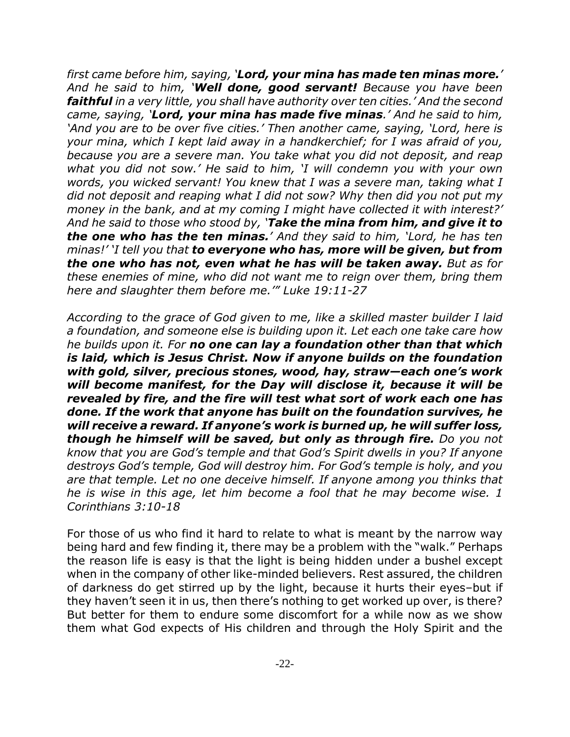*first came before him, saying, '**Lord, your mina has made ten minas more.**' And he said to him, '**Well done, good servant!** Because you have been **faithful** in a very little, you shall have authority over ten cities.' And the second came, saying, '**Lord, your mina has made five minas**.' And he said to him, 'And you are to be over five cities.' Then another came, saying, 'Lord, here is your mina, which I kept laid away in a handkerchief; for I was afraid of you, because you are a severe man. You take what you did not deposit, and reap what you did not sow.' He said to him, 'I will condemn you with your own words, you wicked servant! You knew that I was a severe man, taking what I did not deposit and reaping what I did not sow? Why then did you not put my money in the bank, and at my coming I might have collected it with interest?' And he said to those who stood by, '**Take the mina from him, and give it to the one who has the ten minas.**' And they said to him, 'Lord, he has ten minas!' 'I tell you that **to everyone who has, more will be given, but from the one who has not, even what he has will be taken away.** But as for these enemies of mine, who did not want me to reign over them, bring them here and slaughter them before me.'" Luke 19:11-27*

*According to the grace of God given to me, like a skilled master builder I laid a foundation, and someone else is building upon it. Let each one take care how he builds upon it. For **no one can lay a foundation other than that which is laid, which is Jesus Christ. Now if anyone builds on the foundation with gold, silver, precious stones, wood, hay, straw—each one's work will become manifest, for the Day will disclose it, because it will be revealed by fire, and the fire will test what sort of work each one has done. If the work that anyone has built on the foundation survives, he will receive a reward. If anyone's work is burned up, he will suffer loss, though he himself will be saved, but only as through fire.** Do you not know that you are God's temple and that God's Spirit dwells in you? If anyone destroys God's temple, God will destroy him. For God's temple is holy, and you are that temple. Let no one deceive himself. If anyone among you thinks that he is wise in this age, let him become a fool that he may become wise. 1 Corinthians 3:10-18*

For those of us who find it hard to relate to what is meant by the narrow way being hard and few finding it, there may be a problem with the "walk." Perhaps the reason life is easy is that the light is being hidden under a bushel except when in the company of other like-minded believers. Rest assured, the children of darkness do get stirred up by the light, because it hurts their eyes–but if they haven't seen it in us, then there's nothing to get worked up over, is there? But better for them to endure some discomfort for a while now as we show them what God expects of His children and through the Holy Spirit and the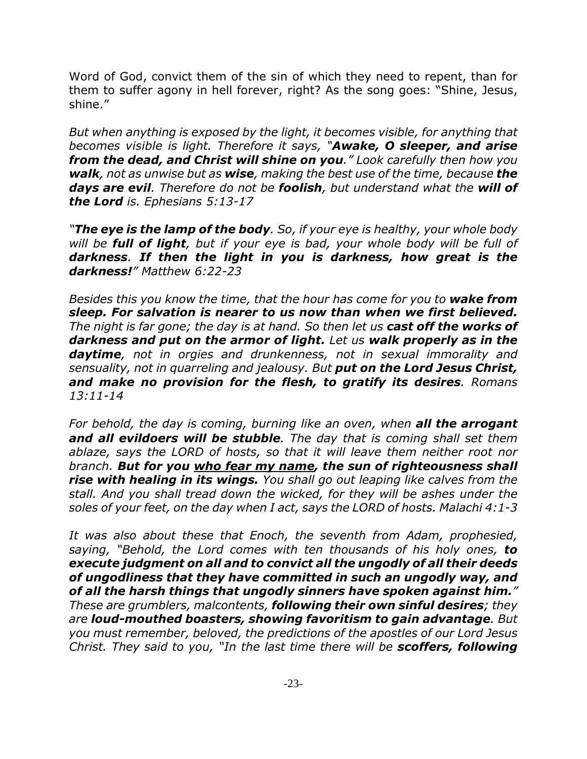Word of God, convict them of the sin of which they need to repent, than for them to suffer agony in hell forever, right? As the song goes: "Shine, Jesus, shine."

*But when anything is exposed by the light, it becomes visible, for anything that becomes visible is light. Therefore it says, "**Awake, O sleeper, and arise from the dead, and Christ will shine on you**." Look carefully then how you **walk**, not as unwise but as **wise**, making the best use of the time, because **the days are evil**. Therefore do not be **foolish**, but understand what the **will of the Lord** is. Ephesians 5:13-17*

*"**The eye is the lamp of the body**. So, if your eye is healthy, your whole body will be **full of light**, but if your eye is bad, your whole body will be full of **darkness**. **If then the light in you is darkness, how great is the darkness!**" Matthew 6:22-23*

*Besides this you know the time, that the hour has come for you to **wake from sleep. For salvation is nearer to us now than when we first believed.** The night is far gone; the day is at hand. So then let us **cast off the works of darkness and put on the armor of light.** Let us **walk properly as in the daytime**, not in orgies and drunkenness, not in sexual immorality and sensuality, not in quarreling and jealousy. But **put on the Lord Jesus Christ, and make no provision for the flesh, to gratify its desires**. Romans 13:11-14*

*For behold, the day is coming, burning like an oven, when **all the arrogant and all evildoers will be stubble**. The day that is coming shall set them ablaze, says the LORD of hosts, so that it will leave them neither root nor branch. **But for you <u>who fear my name</u>, the sun of righteousness shall rise with healing in its wings.** You shall go out leaping like calves from the stall. And you shall tread down the wicked, for they will be ashes under the soles of your feet, on the day when I act, says the LORD of hosts. Malachi 4:1-3*

*It was also about these that Enoch, the seventh from Adam, prophesied, saying, "Behold, the Lord comes with ten thousands of his holy ones, **to execute judgment on all and to convict all the ungodly of all their deeds of ungodliness that they have committed in such an ungodly way, and of all the harsh things that ungodly sinners have spoken against him.**" These are grumblers, malcontents, **following their own sinful desires**; they are **loud-mouthed boasters, showing favoritism to gain advantage**. But you must remember, beloved, the predictions of the apostles of our Lord Jesus Christ. They said to you, "In the last time there will be **scoffers, following***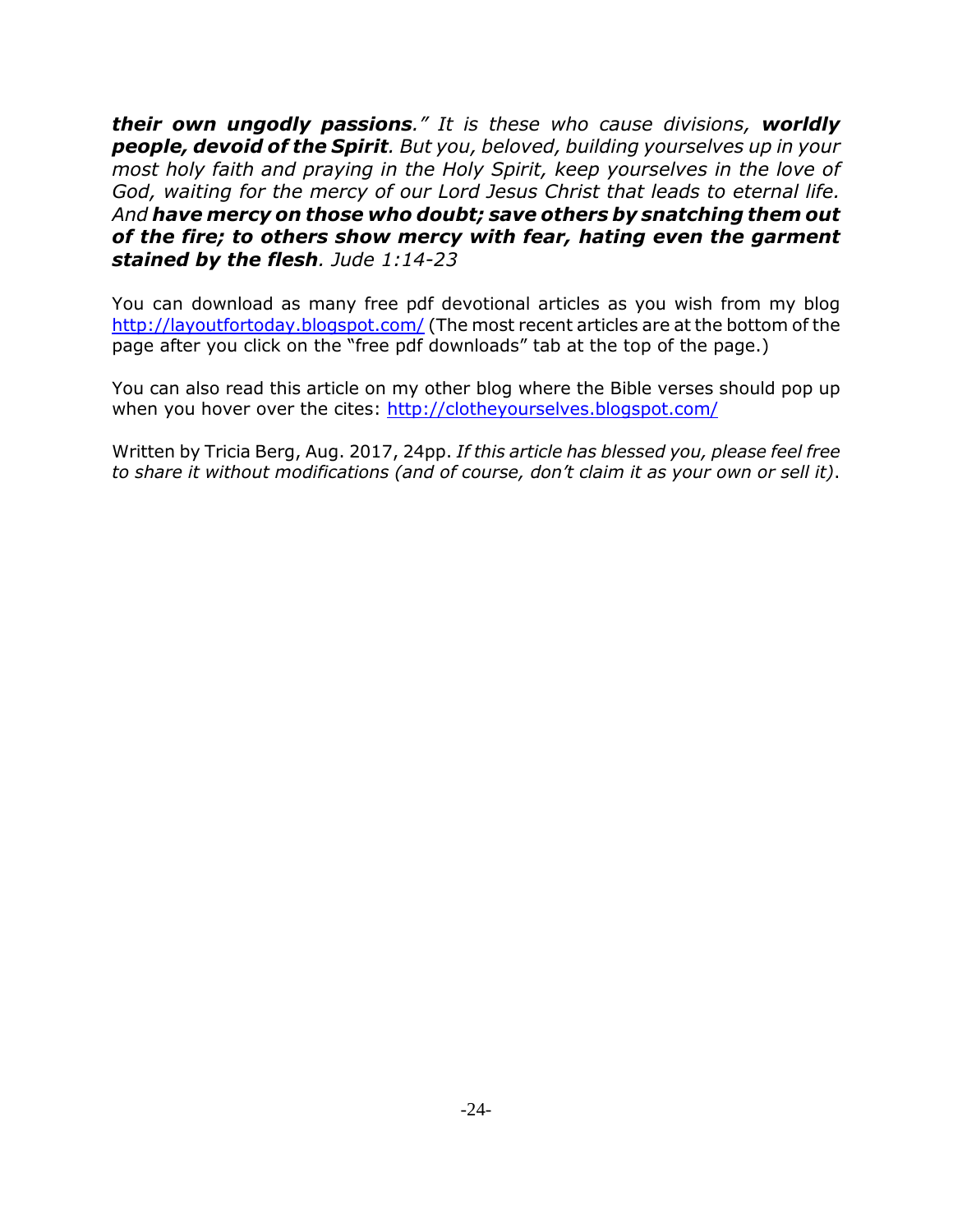***their own ungodly passions**." It is these who cause divisions, **worldly people, devoid of the Spirit**. But you, beloved, building yourselves up in your most holy faith and praying in the Holy Spirit, keep yourselves in the love of God, waiting for the mercy of our Lord Jesus Christ that leads to eternal life. And **have mercy on those who doubt; save others by snatching them out of the fire; to others show mercy with fear, hating even the garment stained by the flesh**. Jude 1:14-23*

You can download as many free pdf devotional articles as you wish from my blog http://layoutfortoday.blogspot.com/ (The most recent articles are at the bottom of the page after you click on the "free pdf downloads" tab at the top of the page.)

You can also read this article on my other blog where the Bible verses should pop up when you hover over the cites: http://clotheyourselves.blogspot.com/

Written by Tricia Berg, Aug. 2017, 24pp. *If this article has blessed you, please feel free to share it without modifications (and of course, don't claim it as your own or sell it)*.